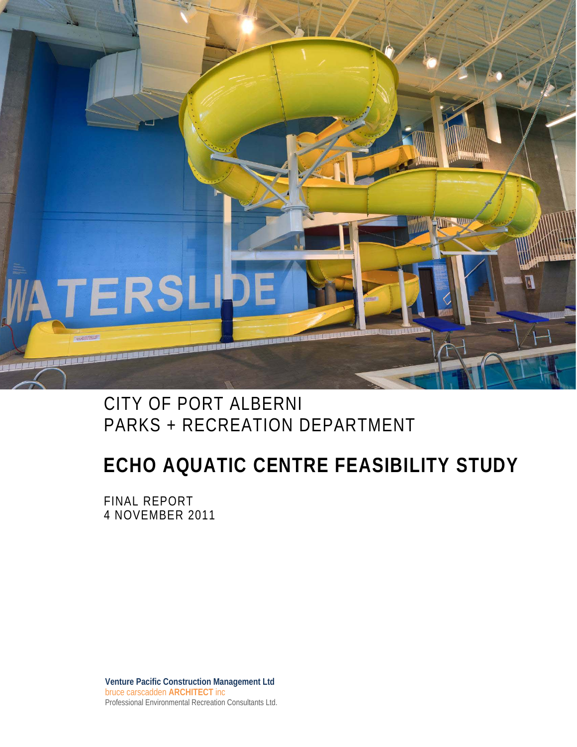CITY OF PORT ALBERNI
PARKS + RECREATION DEPARTMENT

# ECHO AQUATIC CENTRE FEASIBILITY STUDY

FINAL REPORT
4 NOVEMBER 2011

**Venture Pacific Construction Management Ltd**
bruce carscadden **ARCHITECT** inc
Professional Environmental Recreation Consultants Ltd.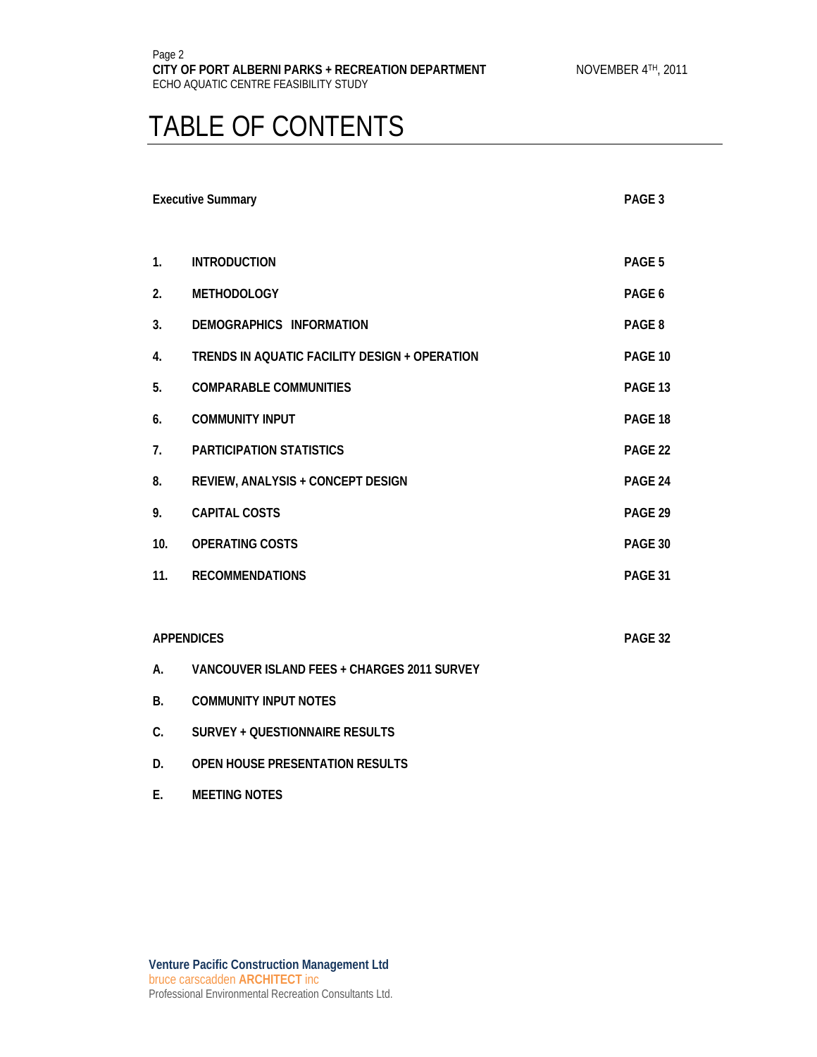# TABLE OF CONTENTS

| | | |
|---|---|---|
| **Executive Summary** | | **PAGE 3** |
| **1.** | **INTRODUCTION** | **PAGE 5** |
| **2.** | **METHODOLOGY** | **PAGE 6** |
| **3.** | **DEMOGRAPHICS INFORMATION** | **PAGE 8** |
| **4.** | **TRENDS IN AQUATIC FACILITY DESIGN + OPERATION** | **PAGE 10** |
| **5.** | **COMPARABLE COMMUNITIES** | **PAGE 13** |
| **6.** | **COMMUNITY INPUT** | **PAGE 18** |
| **7.** | **PARTICIPATION STATISTICS** | **PAGE 22** |
| **8.** | **REVIEW, ANALYSIS + CONCEPT DESIGN** | **PAGE 24** |
| **9.** | **CAPITAL COSTS** | **PAGE 29** |
| **10.** | **OPERATING COSTS** | **PAGE 30** |
| **11.** | **RECOMMENDATIONS** | **PAGE 31** |
| **APPENDICES** | | **PAGE 32** |
| **A.** | **VANCOUVER ISLAND FEES + CHARGES 2011 SURVEY** | |
| **B.** | **COMMUNITY INPUT NOTES** | |
| **C.** | **SURVEY + QUESTIONNAIRE RESULTS** | |
| **D.** | **OPEN HOUSE PRESENTATION RESULTS** | |
| **E.** | **MEETING NOTES** | |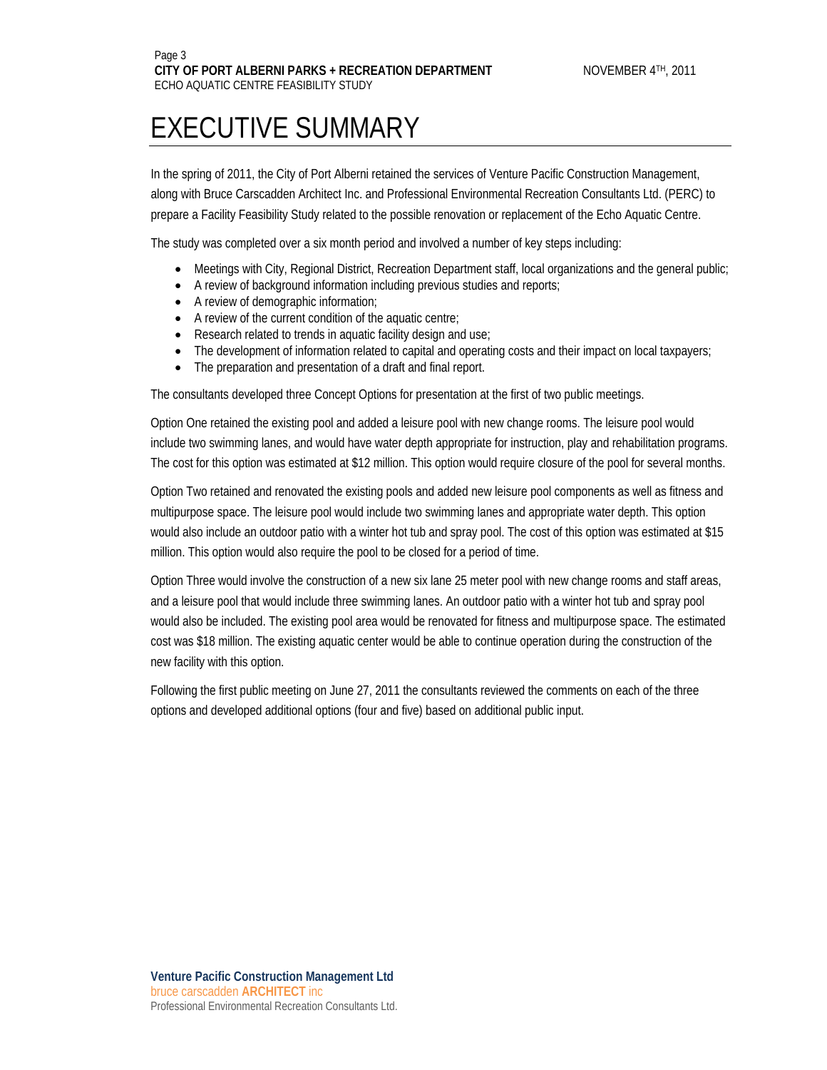# EXECUTIVE SUMMARY

In the spring of 2011, the City of Port Alberni retained the services of Venture Pacific Construction Management, along with Bruce Carscadden Architect Inc. and Professional Environmental Recreation Consultants Ltd. (PERC) to prepare a Facility Feasibility Study related to the possible renovation or replacement of the Echo Aquatic Centre.

The study was completed over a six month period and involved a number of key steps including:

- Meetings with City, Regional District, Recreation Department staff, local organizations and the general public;
- A review of background information including previous studies and reports;
- A review of demographic information;
- A review of the current condition of the aquatic centre;
- Research related to trends in aquatic facility design and use;
- The development of information related to capital and operating costs and their impact on local taxpayers;
- The preparation and presentation of a draft and final report.

The consultants developed three Concept Options for presentation at the first of two public meetings.

Option One retained the existing pool and added a leisure pool with new change rooms. The leisure pool would include two swimming lanes, and would have water depth appropriate for instruction, play and rehabilitation programs. The cost for this option was estimated at $12 million. This option would require closure of the pool for several months.

Option Two retained and renovated the existing pools and added new leisure pool components as well as fitness and multipurpose space. The leisure pool would include two swimming lanes and appropriate water depth. This option would also include an outdoor patio with a winter hot tub and spray pool. The cost of this option was estimated at $15 million. This option would also require the pool to be closed for a period of time.

Option Three would involve the construction of a new six lane 25 meter pool with new change rooms and staff areas, and a leisure pool that would include three swimming lanes. An outdoor patio with a winter hot tub and spray pool would also be included. The existing pool area would be renovated for fitness and multipurpose space. The estimated cost was $18 million. The existing aquatic center would be able to continue operation during the construction of the new facility with this option.

Following the first public meeting on June 27, 2011 the consultants reviewed the comments on each of the three options and developed additional options (four and five) based on additional public input.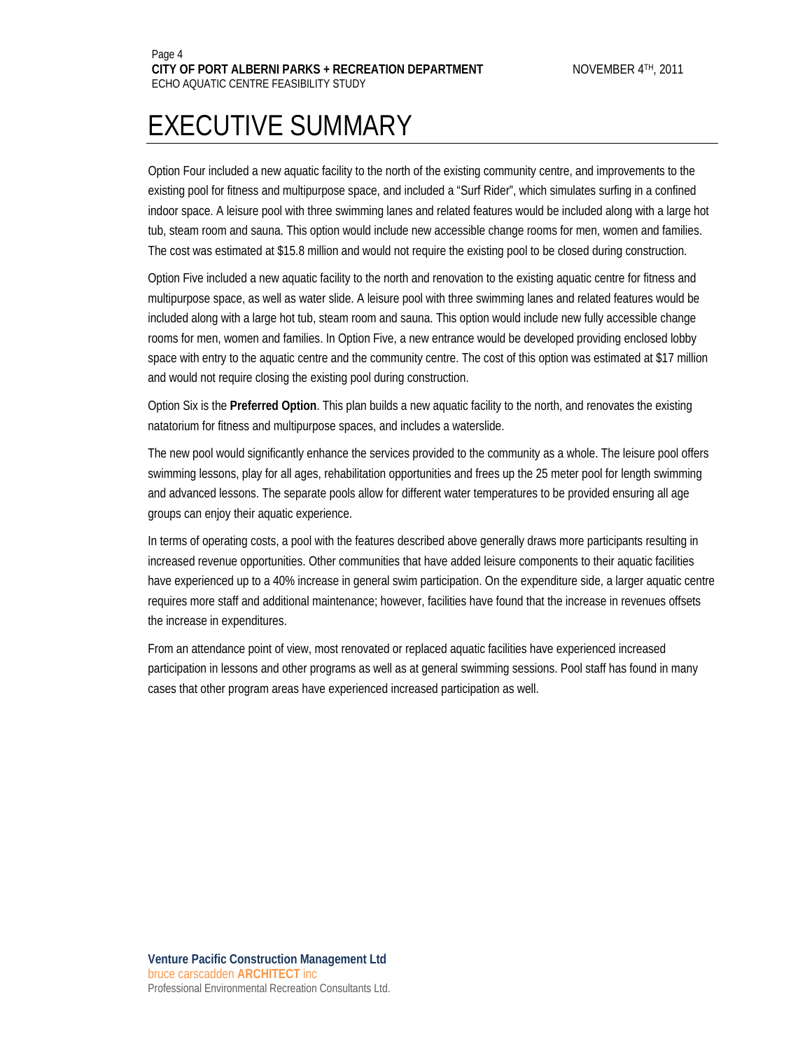# EXECUTIVE SUMMARY

Option Four included a new aquatic facility to the north of the existing community centre, and improvements to the existing pool for fitness and multipurpose space, and included a "Surf Rider", which simulates surfing in a confined indoor space. A leisure pool with three swimming lanes and related features would be included along with a large hot tub, steam room and sauna. This option would include new accessible change rooms for men, women and families. The cost was estimated at $15.8 million and would not require the existing pool to be closed during construction.

Option Five included a new aquatic facility to the north and renovation to the existing aquatic centre for fitness and multipurpose space, as well as water slide. A leisure pool with three swimming lanes and related features would be included along with a large hot tub, steam room and sauna. This option would include new fully accessible change rooms for men, women and families. In Option Five, a new entrance would be developed providing enclosed lobby space with entry to the aquatic centre and the community centre. The cost of this option was estimated at $17 million and would not require closing the existing pool during construction.

Option Six is the **Preferred Option**. This plan builds a new aquatic facility to the north, and renovates the existing natatorium for fitness and multipurpose spaces, and includes a waterslide.

The new pool would significantly enhance the services provided to the community as a whole. The leisure pool offers swimming lessons, play for all ages, rehabilitation opportunities and frees up the 25 meter pool for length swimming and advanced lessons. The separate pools allow for different water temperatures to be provided ensuring all age groups can enjoy their aquatic experience.

In terms of operating costs, a pool with the features described above generally draws more participants resulting in increased revenue opportunities. Other communities that have added leisure components to their aquatic facilities have experienced up to a 40% increase in general swim participation. On the expenditure side, a larger aquatic centre requires more staff and additional maintenance; however, facilities have found that the increase in revenues offsets the increase in expenditures.

From an attendance point of view, most renovated or replaced aquatic facilities have experienced increased participation in lessons and other programs as well as at general swimming sessions. Pool staff has found in many cases that other program areas have experienced increased participation as well.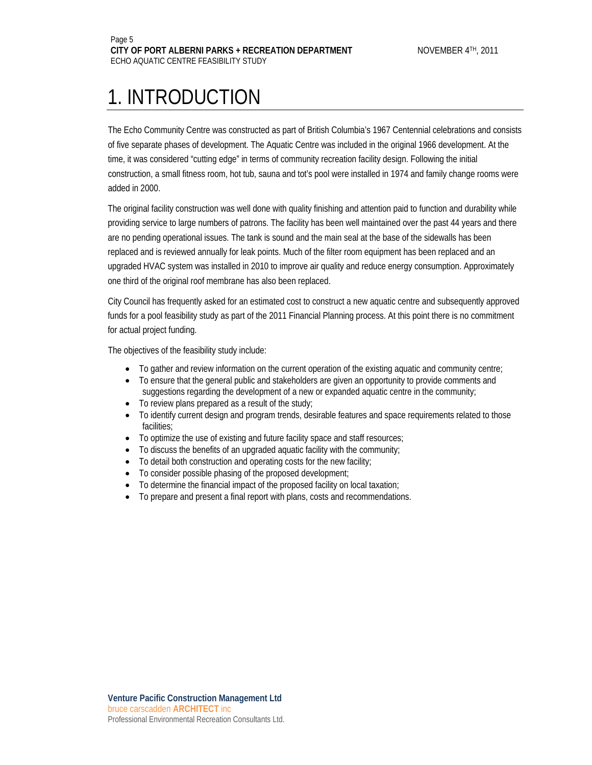# 1. INTRODUCTION

The Echo Community Centre was constructed as part of British Columbia's 1967 Centennial celebrations and consists of five separate phases of development. The Aquatic Centre was included in the original 1966 development. At the time, it was considered "cutting edge" in terms of community recreation facility design. Following the initial construction, a small fitness room, hot tub, sauna and tot's pool were installed in 1974 and family change rooms were added in 2000.

The original facility construction was well done with quality finishing and attention paid to function and durability while providing service to large numbers of patrons. The facility has been well maintained over the past 44 years and there are no pending operational issues. The tank is sound and the main seal at the base of the sidewalls has been replaced and is reviewed annually for leak points. Much of the filter room equipment has been replaced and an upgraded HVAC system was installed in 2010 to improve air quality and reduce energy consumption. Approximately one third of the original roof membrane has also been replaced.

City Council has frequently asked for an estimated cost to construct a new aquatic centre and subsequently approved funds for a pool feasibility study as part of the 2011 Financial Planning process. At this point there is no commitment for actual project funding.

The objectives of the feasibility study include:

- To gather and review information on the current operation of the existing aquatic and community centre;
- To ensure that the general public and stakeholders are given an opportunity to provide comments and suggestions regarding the development of a new or expanded aquatic centre in the community;
- To review plans prepared as a result of the study;
- To identify current design and program trends, desirable features and space requirements related to those facilities;
- To optimize the use of existing and future facility space and staff resources;
- To discuss the benefits of an upgraded aquatic facility with the community;
- To detail both construction and operating costs for the new facility;
- To consider possible phasing of the proposed development;
- To determine the financial impact of the proposed facility on local taxation;
- To prepare and present a final report with plans, costs and recommendations.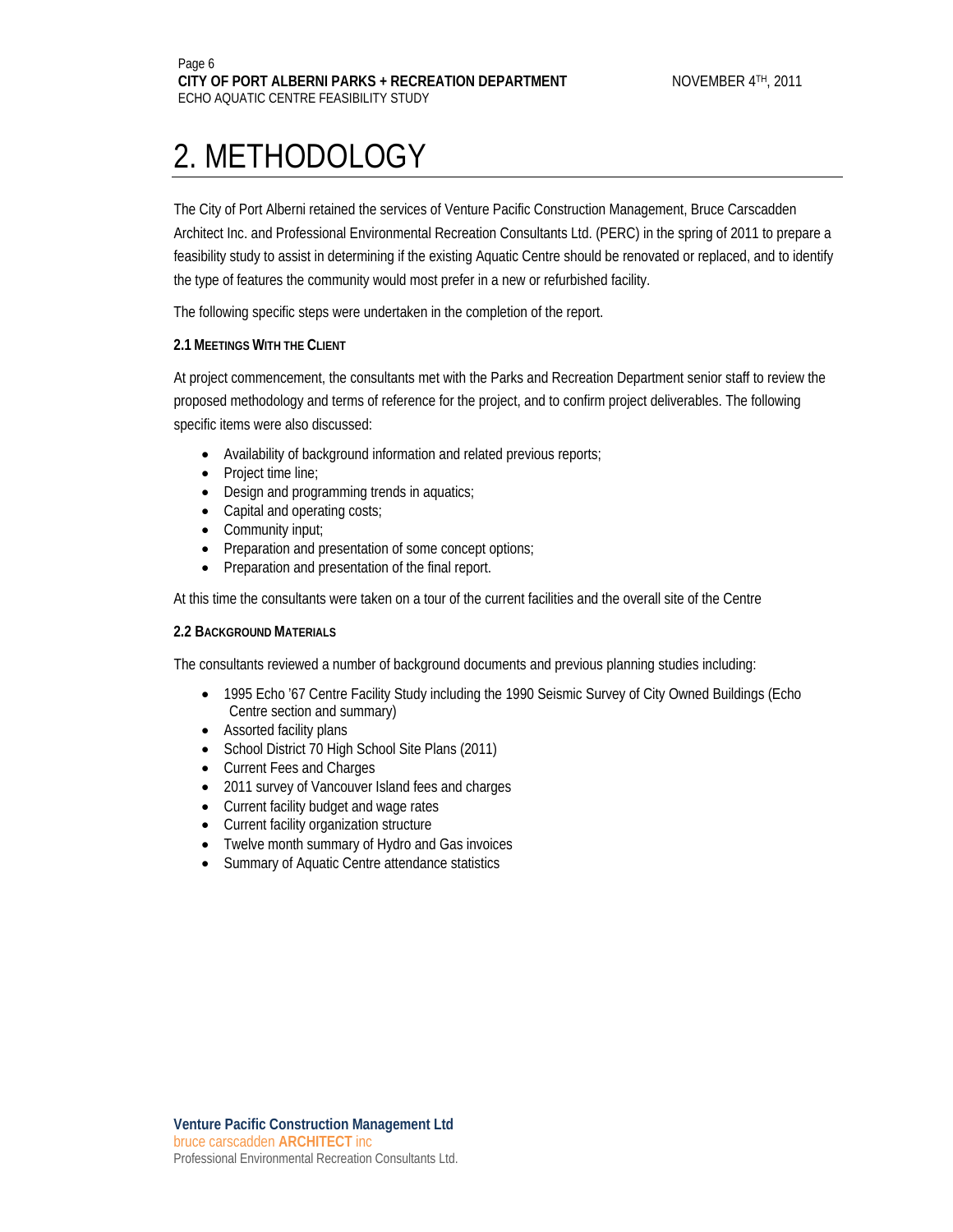# 2. METHODOLOGY

The City of Port Alberni retained the services of Venture Pacific Construction Management, Bruce Carscadden Architect Inc. and Professional Environmental Recreation Consultants Ltd. (PERC) in the spring of 2011 to prepare a feasibility study to assist in determining if the existing Aquatic Centre should be renovated or replaced, and to identify the type of features the community would most prefer in a new or refurbished facility.

The following specific steps were undertaken in the completion of the report.

### 2.1 Meetings With the Client

At project commencement, the consultants met with the Parks and Recreation Department senior staff to review the proposed methodology and terms of reference for the project, and to confirm project deliverables. The following specific items were also discussed:

- Availability of background information and related previous reports;
- Project time line;
- Design and programming trends in aquatics;
- Capital and operating costs;
- Community input;
- Preparation and presentation of some concept options;
- Preparation and presentation of the final report.

At this time the consultants were taken on a tour of the current facilities and the overall site of the Centre

### 2.2 Background Materials

The consultants reviewed a number of background documents and previous planning studies including:

- 1995 Echo '67 Centre Facility Study including the 1990 Seismic Survey of City Owned Buildings (Echo Centre section and summary)
- Assorted facility plans
- School District 70 High School Site Plans (2011)
- Current Fees and Charges
- 2011 survey of Vancouver Island fees and charges
- Current facility budget and wage rates
- Current facility organization structure
- Twelve month summary of Hydro and Gas invoices
- Summary of Aquatic Centre attendance statistics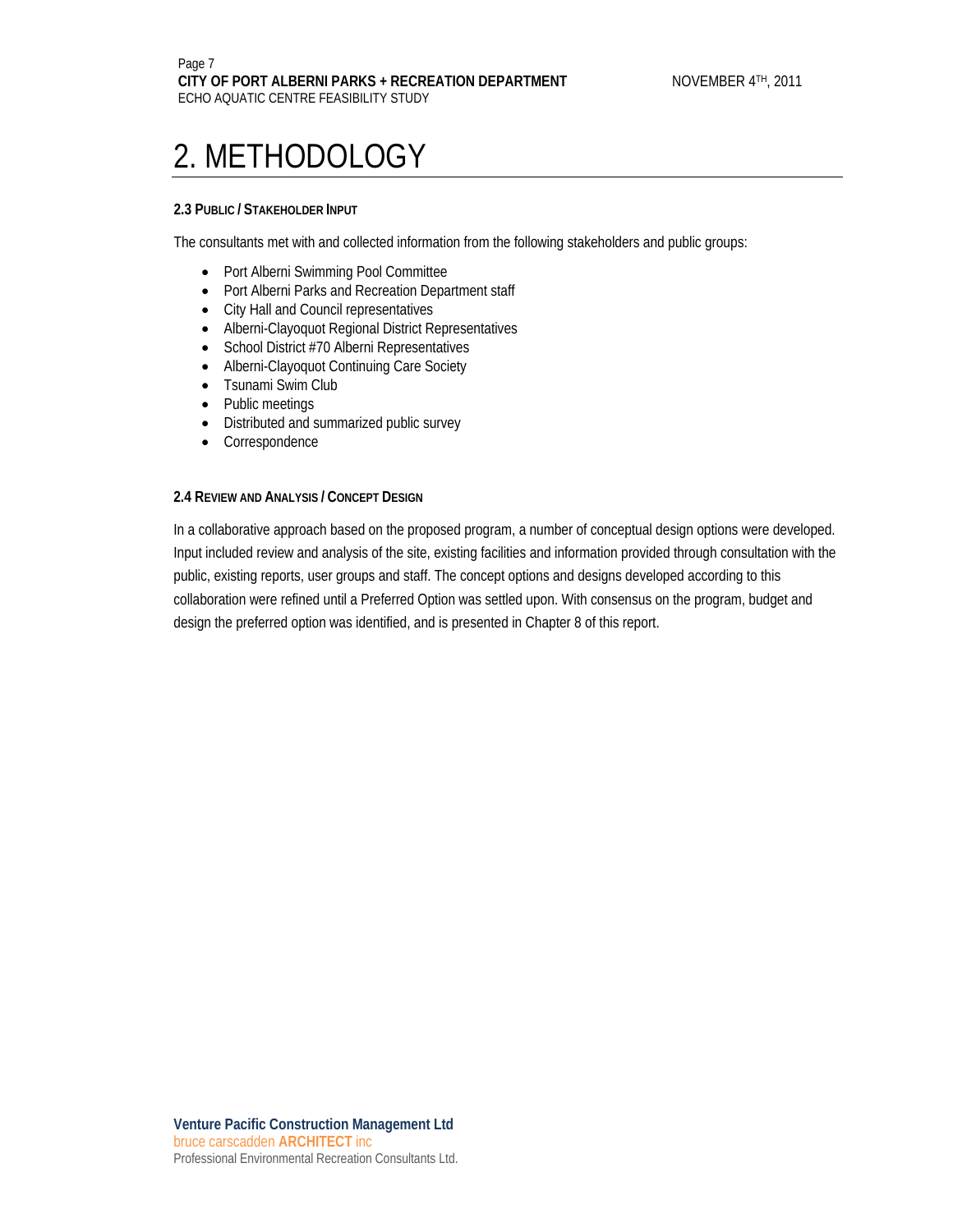# 2. METHODOLOGY

### 2.3 Public / Stakeholder Input

The consultants met with and collected information from the following stakeholders and public groups:

- Port Alberni Swimming Pool Committee
- Port Alberni Parks and Recreation Department staff
- City Hall and Council representatives
- Alberni-Clayoquot Regional District Representatives
- School District #70 Alberni Representatives
- Alberni-Clayoquot Continuing Care Society
- Tsunami Swim Club
- Public meetings
- Distributed and summarized public survey
- Correspondence

### 2.4 Review and Analysis / Concept Design

In a collaborative approach based on the proposed program, a number of conceptual design options were developed. Input included review and analysis of the site, existing facilities and information provided through consultation with the public, existing reports, user groups and staff. The concept options and designs developed according to this collaboration were refined until a Preferred Option was settled upon. With consensus on the program, budget and design the preferred option was identified, and is presented in Chapter 8 of this report.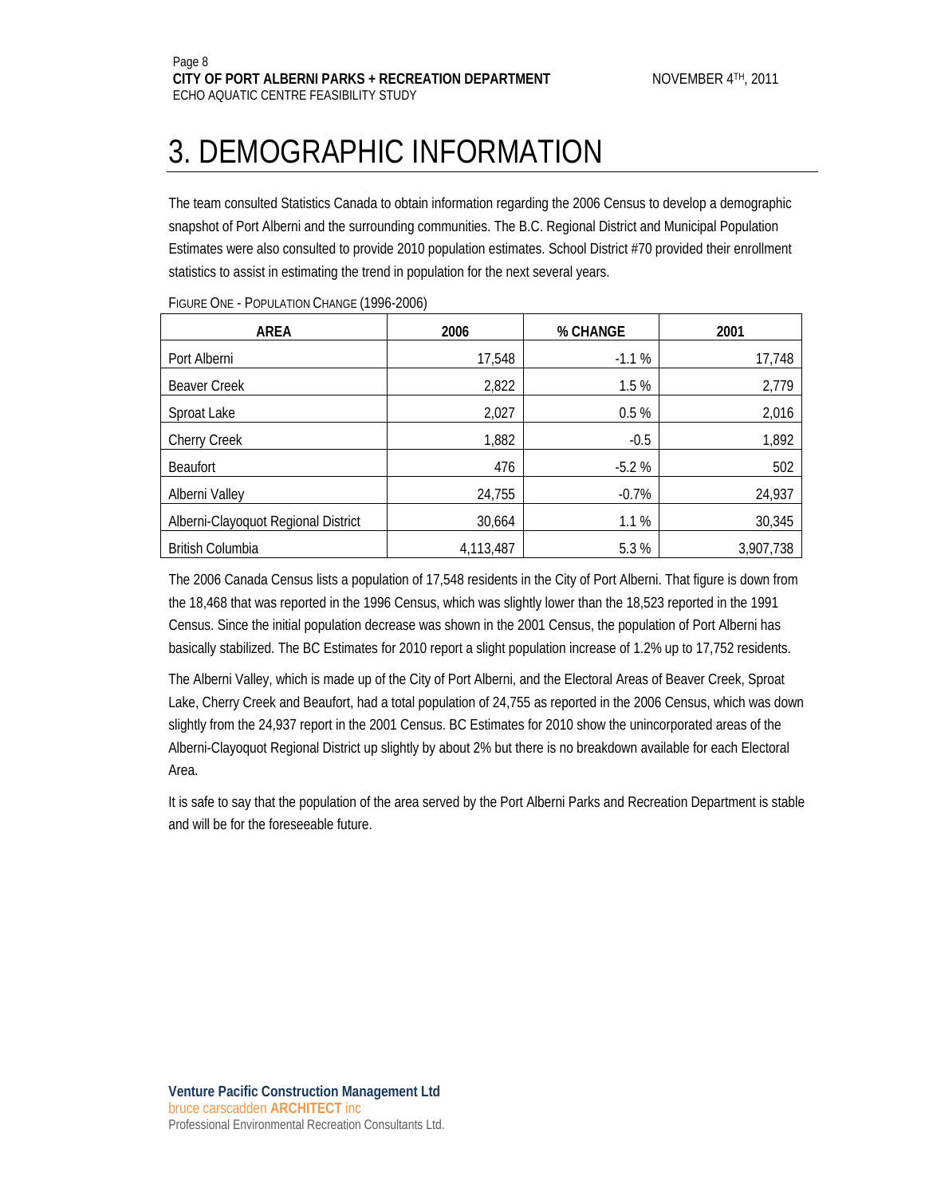# 3. DEMOGRAPHIC INFORMATION

The team consulted Statistics Canada to obtain information regarding the 2006 Census to develop a demographic snapshot of Port Alberni and the surrounding communities. The B.C. Regional District and Municipal Population Estimates were also consulted to provide 2010 population estimates. School District #70 provided their enrollment statistics to assist in estimating the trend in population for the next several years.

FIGURE ONE - POPULATION CHANGE (1996-2006)

| AREA | 2006 | % CHANGE | 2001 |
|---|---|---|---|
| Port Alberni | 17,548 | -1.1 % | 17,748 |
| Beaver Creek | 2,822 | 1.5 % | 2,779 |
| Sproat Lake | 2,027 | 0.5 % | 2,016 |
| Cherry Creek | 1,882 | -0.5 | 1,892 |
| Beaufort | 476 | -5.2 % | 502 |
| Alberni Valley | 24,755 | -0.7% | 24,937 |
| Alberni-Clayoquot Regional District | 30,664 | 1.1 % | 30,345 |
| British Columbia | 4,113,487 | 5.3 % | 3,907,738 |

The 2006 Canada Census lists a population of 17,548 residents in the City of Port Alberni. That figure is down from the 18,468 that was reported in the 1996 Census, which was slightly lower than the 18,523 reported in the 1991 Census. Since the initial population decrease was shown in the 2001 Census, the population of Port Alberni has basically stabilized. The BC Estimates for 2010 report a slight population increase of 1.2% up to 17,752 residents.

The Alberni Valley, which is made up of the City of Port Alberni, and the Electoral Areas of Beaver Creek, Sproat Lake, Cherry Creek and Beaufort, had a total population of 24,755 as reported in the 2006 Census, which was down slightly from the 24,937 report in the 2001 Census. BC Estimates for 2010 show the unincorporated areas of the Alberni-Clayoquot Regional District up slightly by about 2% but there is no breakdown available for each Electoral Area.

It is safe to say that the population of the area served by the Port Alberni Parks and Recreation Department is stable and will be for the foreseeable future.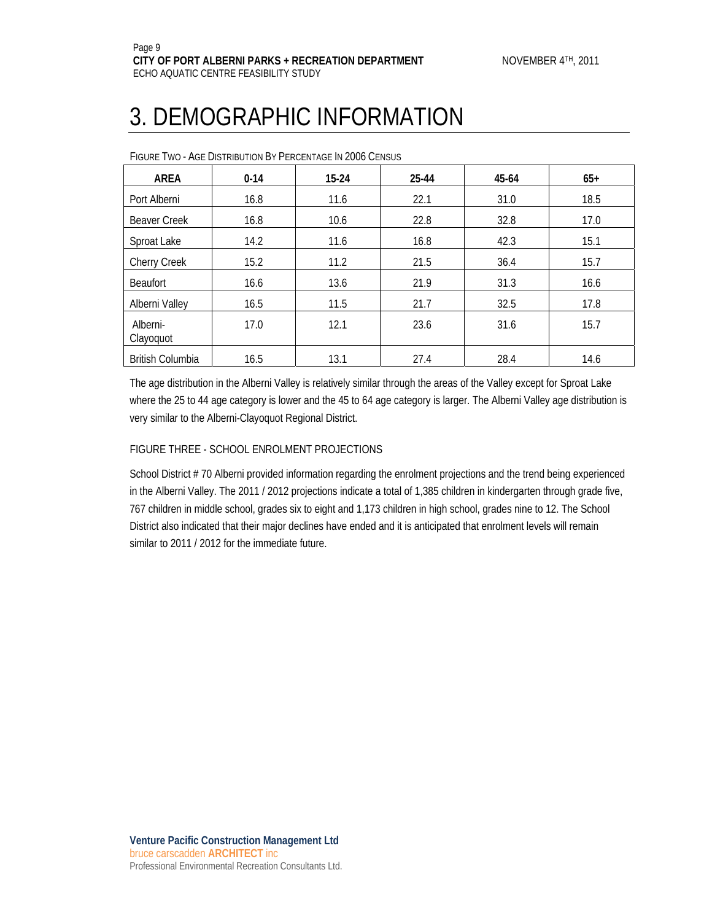# 3. DEMOGRAPHIC INFORMATION

FIGURE TWO - AGE DISTRIBUTION BY PERCENTAGE IN 2006 CENSUS

| AREA | 0-14 | 15-24 | 25-44 | 45-64 | 65+ |
|---|---|---|---|---|---|
| Port Alberni | 16.8 | 11.6 | 22.1 | 31.0 | 18.5 |
| Beaver Creek | 16.8 | 10.6 | 22.8 | 32.8 | 17.0 |
| Sproat Lake | 14.2 | 11.6 | 16.8 | 42.3 | 15.1 |
| Cherry Creek | 15.2 | 11.2 | 21.5 | 36.4 | 15.7 |
| Beaufort | 16.6 | 13.6 | 21.9 | 31.3 | 16.6 |
| Alberni Valley | 16.5 | 11.5 | 21.7 | 32.5 | 17.8 |
| Alberni-Clayoquot | 17.0 | 12.1 | 23.6 | 31.6 | 15.7 |
| British Columbia | 16.5 | 13.1 | 27.4 | 28.4 | 14.6 |

The age distribution in the Alberni Valley is relatively similar through the areas of the Valley except for Sproat Lake where the 25 to 44 age category is lower and the 45 to 64 age category is larger. The Alberni Valley age distribution is very similar to the Alberni-Clayoquot Regional District.

FIGURE THREE - SCHOOL ENROLMENT PROJECTIONS

School District # 70 Alberni provided information regarding the enrolment projections and the trend being experienced in the Alberni Valley. The 2011 / 2012 projections indicate a total of 1,385 children in kindergarten through grade five, 767 children in middle school, grades six to eight and 1,173 children in high school, grades nine to 12. The School District also indicated that their major declines have ended and it is anticipated that enrolment levels will remain similar to 2011 / 2012 for the immediate future.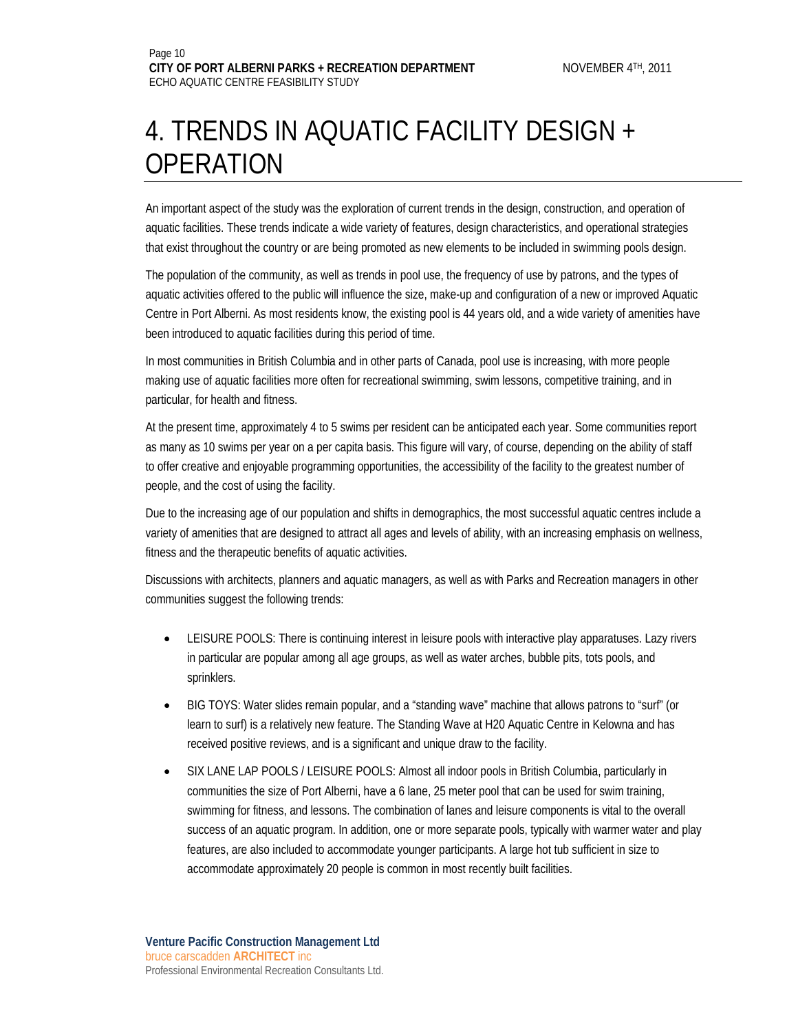# 4. TRENDS IN AQUATIC FACILITY DESIGN + OPERATION

An important aspect of the study was the exploration of current trends in the design, construction, and operation of aquatic facilities. These trends indicate a wide variety of features, design characteristics, and operational strategies that exist throughout the country or are being promoted as new elements to be included in swimming pools design.

The population of the community, as well as trends in pool use, the frequency of use by patrons, and the types of aquatic activities offered to the public will influence the size, make-up and configuration of a new or improved Aquatic Centre in Port Alberni. As most residents know, the existing pool is 44 years old, and a wide variety of amenities have been introduced to aquatic facilities during this period of time.

In most communities in British Columbia and in other parts of Canada, pool use is increasing, with more people making use of aquatic facilities more often for recreational swimming, swim lessons, competitive training, and in particular, for health and fitness.

At the present time, approximately 4 to 5 swims per resident can be anticipated each year. Some communities report as many as 10 swims per year on a per capita basis. This figure will vary, of course, depending on the ability of staff to offer creative and enjoyable programming opportunities, the accessibility of the facility to the greatest number of people, and the cost of using the facility.

Due to the increasing age of our population and shifts in demographics, the most successful aquatic centres include a variety of amenities that are designed to attract all ages and levels of ability, with an increasing emphasis on wellness, fitness and the therapeutic benefits of aquatic activities.

Discussions with architects, planners and aquatic managers, as well as with Parks and Recreation managers in other communities suggest the following trends:

- LEISURE POOLS: There is continuing interest in leisure pools with interactive play apparatuses. Lazy rivers in particular are popular among all age groups, as well as water arches, bubble pits, tots pools, and sprinklers.
- BIG TOYS: Water slides remain popular, and a "standing wave" machine that allows patrons to "surf" (or learn to surf) is a relatively new feature. The Standing Wave at H20 Aquatic Centre in Kelowna and has received positive reviews, and is a significant and unique draw to the facility.
- SIX LANE LAP POOLS / LEISURE POOLS: Almost all indoor pools in British Columbia, particularly in communities the size of Port Alberni, have a 6 lane, 25 meter pool that can be used for swim training, swimming for fitness, and lessons. The combination of lanes and leisure components is vital to the overall success of an aquatic program. In addition, one or more separate pools, typically with warmer water and play features, are also included to accommodate younger participants. A large hot tub sufficient in size to accommodate approximately 20 people is common in most recently built facilities.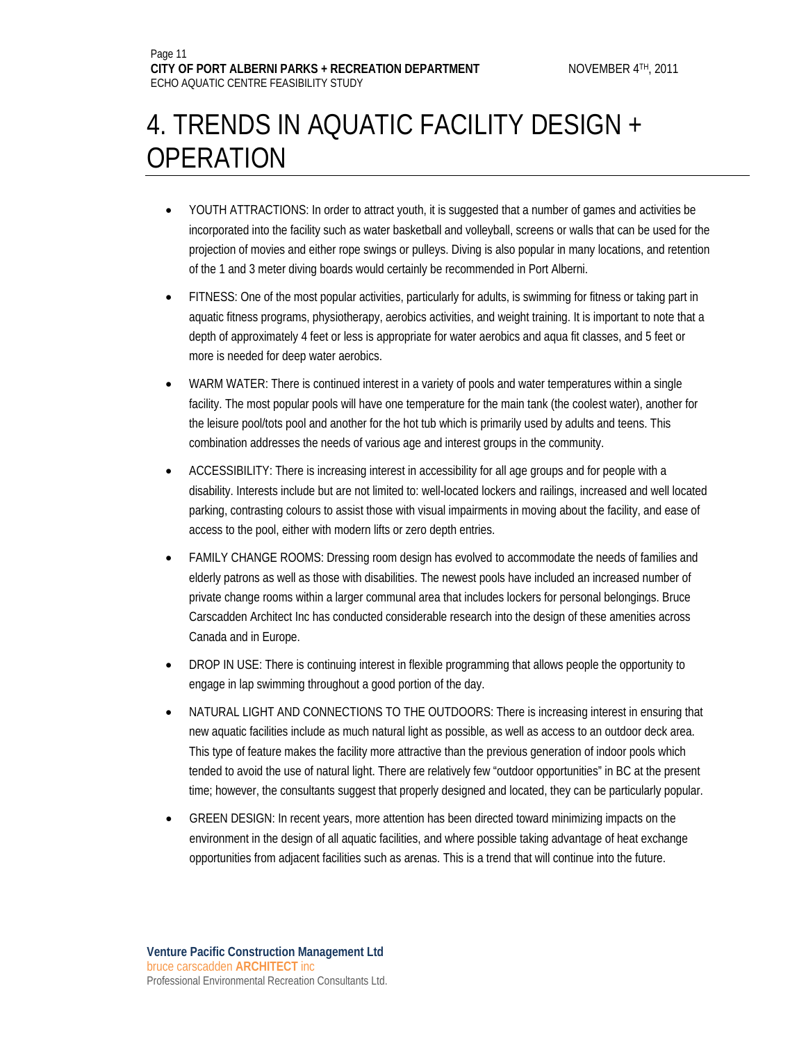# 4. TRENDS IN AQUATIC FACILITY DESIGN + OPERATION

- YOUTH ATTRACTIONS: In order to attract youth, it is suggested that a number of games and activities be incorporated into the facility such as water basketball and volleyball, screens or walls that can be used for the projection of movies and either rope swings or pulleys. Diving is also popular in many locations, and retention of the 1 and 3 meter diving boards would certainly be recommended in Port Alberni.
- FITNESS: One of the most popular activities, particularly for adults, is swimming for fitness or taking part in aquatic fitness programs, physiotherapy, aerobics activities, and weight training. It is important to note that a depth of approximately 4 feet or less is appropriate for water aerobics and aqua fit classes, and 5 feet or more is needed for deep water aerobics.
- WARM WATER: There is continued interest in a variety of pools and water temperatures within a single facility. The most popular pools will have one temperature for the main tank (the coolest water), another for the leisure pool/tots pool and another for the hot tub which is primarily used by adults and teens. This combination addresses the needs of various age and interest groups in the community.
- ACCESSIBILITY: There is increasing interest in accessibility for all age groups and for people with a disability. Interests include but are not limited to: well-located lockers and railings, increased and well located parking, contrasting colours to assist those with visual impairments in moving about the facility, and ease of access to the pool, either with modern lifts or zero depth entries.
- FAMILY CHANGE ROOMS: Dressing room design has evolved to accommodate the needs of families and elderly patrons as well as those with disabilities. The newest pools have included an increased number of private change rooms within a larger communal area that includes lockers for personal belongings. Bruce Carscadden Architect Inc has conducted considerable research into the design of these amenities across Canada and in Europe.
- DROP IN USE: There is continuing interest in flexible programming that allows people the opportunity to engage in lap swimming throughout a good portion of the day.
- NATURAL LIGHT AND CONNECTIONS TO THE OUTDOORS: There is increasing interest in ensuring that new aquatic facilities include as much natural light as possible, as well as access to an outdoor deck area. This type of feature makes the facility more attractive than the previous generation of indoor pools which tended to avoid the use of natural light. There are relatively few "outdoor opportunities" in BC at the present time; however, the consultants suggest that properly designed and located, they can be particularly popular.
- GREEN DESIGN: In recent years, more attention has been directed toward minimizing impacts on the environment in the design of all aquatic facilities, and where possible taking advantage of heat exchange opportunities from adjacent facilities such as arenas. This is a trend that will continue into the future.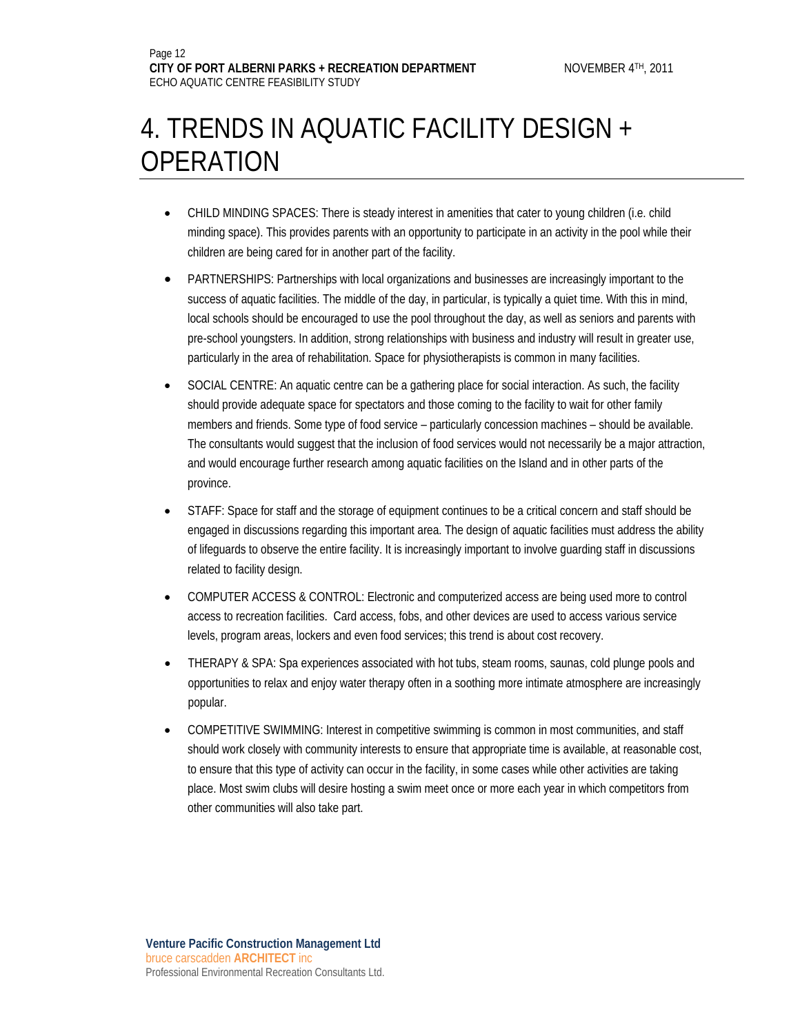# 4. TRENDS IN AQUATIC FACILITY DESIGN + OPERATION

- CHILD MINDING SPACES: There is steady interest in amenities that cater to young children (i.e. child minding space). This provides parents with an opportunity to participate in an activity in the pool while their children are being cared for in another part of the facility.
- PARTNERSHIPS: Partnerships with local organizations and businesses are increasingly important to the success of aquatic facilities. The middle of the day, in particular, is typically a quiet time. With this in mind, local schools should be encouraged to use the pool throughout the day, as well as seniors and parents with pre-school youngsters. In addition, strong relationships with business and industry will result in greater use, particularly in the area of rehabilitation. Space for physiotherapists is common in many facilities.
- SOCIAL CENTRE: An aquatic centre can be a gathering place for social interaction. As such, the facility should provide adequate space for spectators and those coming to the facility to wait for other family members and friends. Some type of food service – particularly concession machines – should be available. The consultants would suggest that the inclusion of food services would not necessarily be a major attraction, and would encourage further research among aquatic facilities on the Island and in other parts of the province.
- STAFF: Space for staff and the storage of equipment continues to be a critical concern and staff should be engaged in discussions regarding this important area. The design of aquatic facilities must address the ability of lifeguards to observe the entire facility. It is increasingly important to involve guarding staff in discussions related to facility design.
- COMPUTER ACCESS & CONTROL: Electronic and computerized access are being used more to control access to recreation facilities. Card access, fobs, and other devices are used to access various service levels, program areas, lockers and even food services; this trend is about cost recovery.
- THERAPY & SPA: Spa experiences associated with hot tubs, steam rooms, saunas, cold plunge pools and opportunities to relax and enjoy water therapy often in a soothing more intimate atmosphere are increasingly popular.
- COMPETITIVE SWIMMING: Interest in competitive swimming is common in most communities, and staff should work closely with community interests to ensure that appropriate time is available, at reasonable cost, to ensure that this type of activity can occur in the facility, in some cases while other activities are taking place. Most swim clubs will desire hosting a swim meet once or more each year in which competitors from other communities will also take part.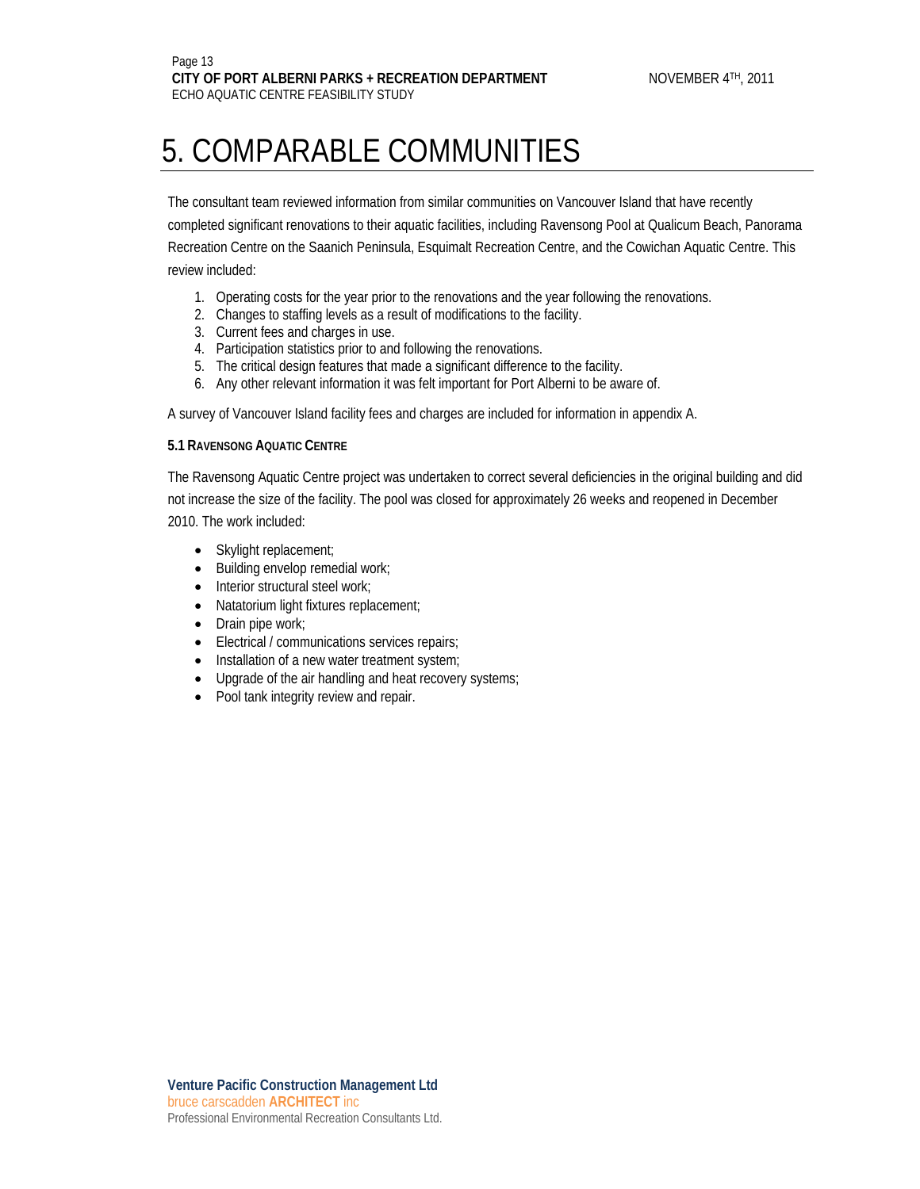# 5. COMPARABLE COMMUNITIES

The consultant team reviewed information from similar communities on Vancouver Island that have recently completed significant renovations to their aquatic facilities, including Ravensong Pool at Qualicum Beach, Panorama Recreation Centre on the Saanich Peninsula, Esquimalt Recreation Centre, and the Cowichan Aquatic Centre. This review included:

1. Operating costs for the year prior to the renovations and the year following the renovations.
2. Changes to staffing levels as a result of modifications to the facility.
3. Current fees and charges in use.
4. Participation statistics prior to and following the renovations.
5. The critical design features that made a significant difference to the facility.
6. Any other relevant information it was felt important for Port Alberni to be aware of.

A survey of Vancouver Island facility fees and charges are included for information in appendix A.

### 5.1 Ravensong Aquatic Centre

The Ravensong Aquatic Centre project was undertaken to correct several deficiencies in the original building and did not increase the size of the facility. The pool was closed for approximately 26 weeks and reopened in December 2010. The work included:

- Skylight replacement;
- Building envelop remedial work;
- Interior structural steel work;
- Natatorium light fixtures replacement;
- Drain pipe work;
- Electrical / communications services repairs;
- Installation of a new water treatment system;
- Upgrade of the air handling and heat recovery systems;
- Pool tank integrity review and repair.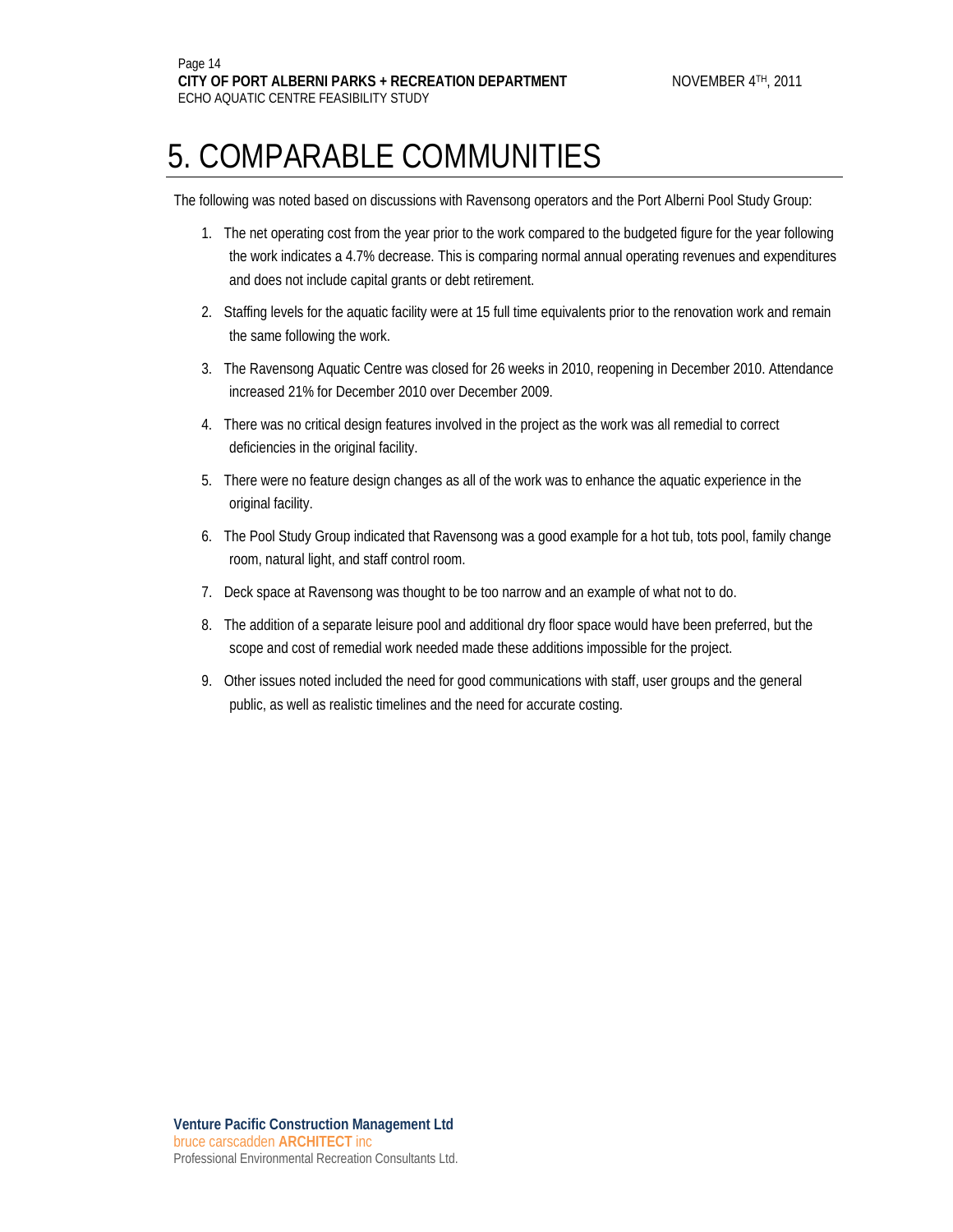# 5. COMPARABLE COMMUNITIES

The following was noted based on discussions with Ravensong operators and the Port Alberni Pool Study Group:

1. The net operating cost from the year prior to the work compared to the budgeted figure for the year following the work indicates a 4.7% decrease. This is comparing normal annual operating revenues and expenditures and does not include capital grants or debt retirement.
2. Staffing levels for the aquatic facility were at 15 full time equivalents prior to the renovation work and remain the same following the work.
3. The Ravensong Aquatic Centre was closed for 26 weeks in 2010, reopening in December 2010. Attendance increased 21% for December 2010 over December 2009.
4. There was no critical design features involved in the project as the work was all remedial to correct deficiencies in the original facility.
5. There were no feature design changes as all of the work was to enhance the aquatic experience in the original facility.
6. The Pool Study Group indicated that Ravensong was a good example for a hot tub, tots pool, family change room, natural light, and staff control room.
7. Deck space at Ravensong was thought to be too narrow and an example of what not to do.
8. The addition of a separate leisure pool and additional dry floor space would have been preferred, but the scope and cost of remedial work needed made these additions impossible for the project.
9. Other issues noted included the need for good communications with staff, user groups and the general public, as well as realistic timelines and the need for accurate costing.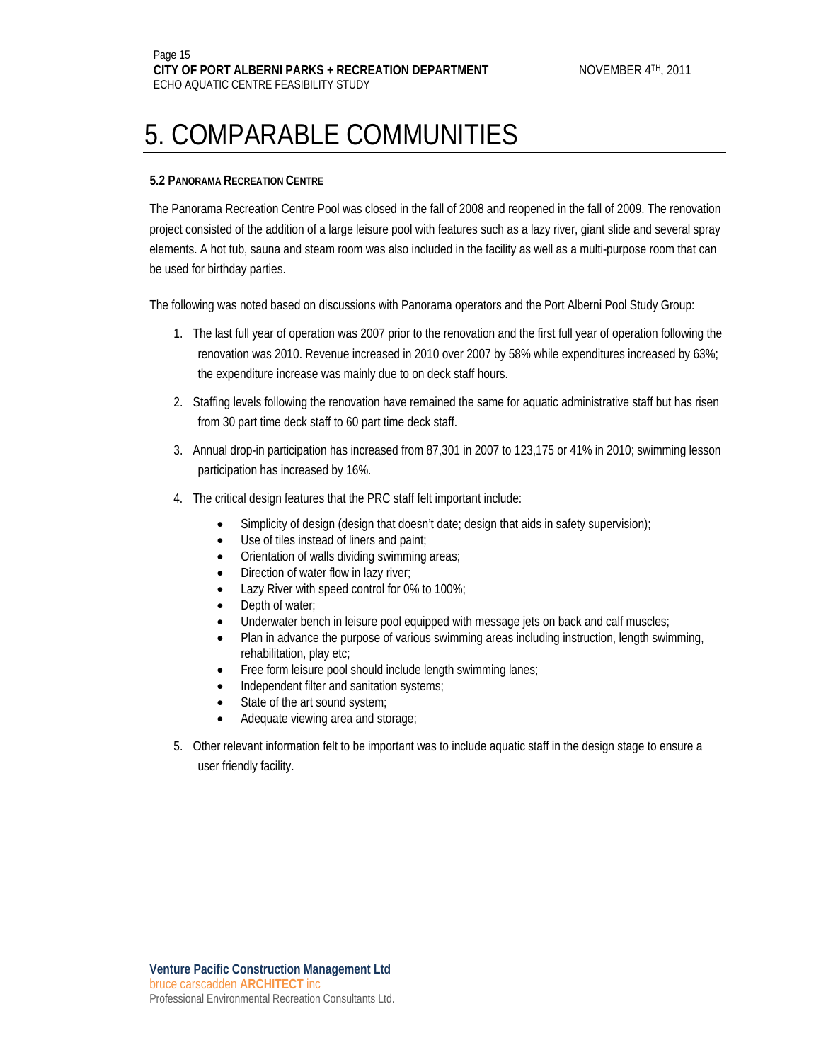# 5. COMPARABLE COMMUNITIES

### 5.2 Panorama Recreation Centre

The Panorama Recreation Centre Pool was closed in the fall of 2008 and reopened in the fall of 2009. The renovation project consisted of the addition of a large leisure pool with features such as a lazy river, giant slide and several spray elements. A hot tub, sauna and steam room was also included in the facility as well as a multi-purpose room that can be used for birthday parties.

The following was noted based on discussions with Panorama operators and the Port Alberni Pool Study Group:

1. The last full year of operation was 2007 prior to the renovation and the first full year of operation following the renovation was 2010. Revenue increased in 2010 over 2007 by 58% while expenditures increased by 63%; the expenditure increase was mainly due to on deck staff hours.
2. Staffing levels following the renovation have remained the same for aquatic administrative staff but has risen from 30 part time deck staff to 60 part time deck staff.
3. Annual drop-in participation has increased from 87,301 in 2007 to 123,175 or 41% in 2010; swimming lesson participation has increased by 16%.
4. The critical design features that the PRC staff felt important include:
   - Simplicity of design (design that doesn't date; design that aids in safety supervision);
   - Use of tiles instead of liners and paint;
   - Orientation of walls dividing swimming areas;
   - Direction of water flow in lazy river;
   - Lazy River with speed control for 0% to 100%;
   - Depth of water;
   - Underwater bench in leisure pool equipped with message jets on back and calf muscles;
   - Plan in advance the purpose of various swimming areas including instruction, length swimming, rehabilitation, play etc;
   - Free form leisure pool should include length swimming lanes;
   - Independent filter and sanitation systems;
   - State of the art sound system;
   - Adequate viewing area and storage;
5. Other relevant information felt to be important was to include aquatic staff in the design stage to ensure a user friendly facility.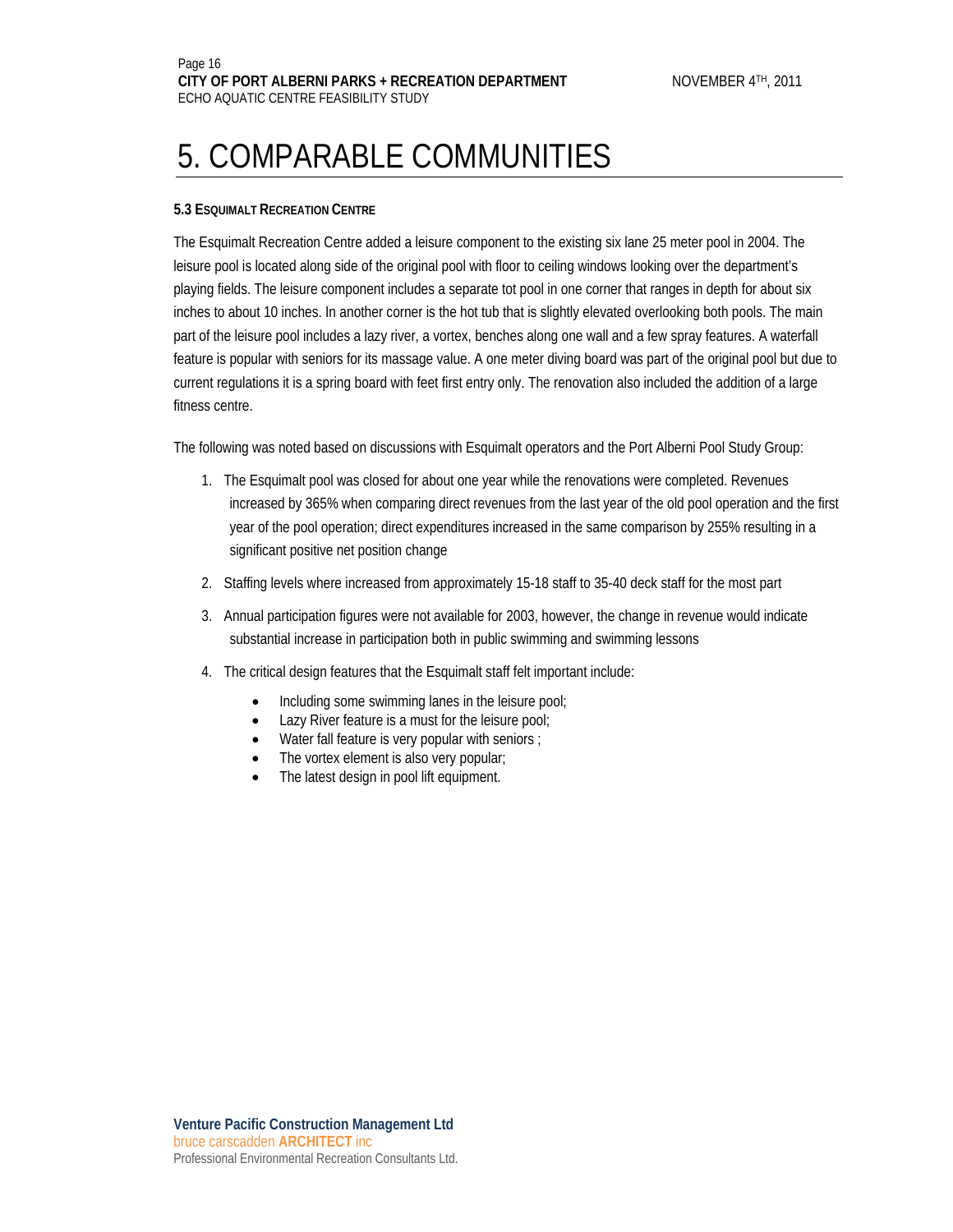# 5. COMPARABLE COMMUNITIES

### 5.3 Esquimalt Recreation Centre

The Esquimalt Recreation Centre added a leisure component to the existing six lane 25 meter pool in 2004. The leisure pool is located along side of the original pool with floor to ceiling windows looking over the department's playing fields. The leisure component includes a separate tot pool in one corner that ranges in depth for about six inches to about 10 inches. In another corner is the hot tub that is slightly elevated overlooking both pools. The main part of the leisure pool includes a lazy river, a vortex, benches along one wall and a few spray features. A waterfall feature is popular with seniors for its massage value. A one meter diving board was part of the original pool but due to current regulations it is a spring board with feet first entry only. The renovation also included the addition of a large fitness centre.

The following was noted based on discussions with Esquimalt operators and the Port Alberni Pool Study Group:

1. The Esquimalt pool was closed for about one year while the renovations were completed. Revenues increased by 365% when comparing direct revenues from the last year of the old pool operation and the first year of the pool operation; direct expenditures increased in the same comparison by 255% resulting in a significant positive net position change
2. Staffing levels where increased from approximately 15-18 staff to 35-40 deck staff for the most part
3. Annual participation figures were not available for 2003, however, the change in revenue would indicate substantial increase in participation both in public swimming and swimming lessons
4. The critical design features that the Esquimalt staff felt important include:
   - Including some swimming lanes in the leisure pool;
   - Lazy River feature is a must for the leisure pool;
   - Water fall feature is very popular with seniors ;
   - The vortex element is also very popular;
   - The latest design in pool lift equipment.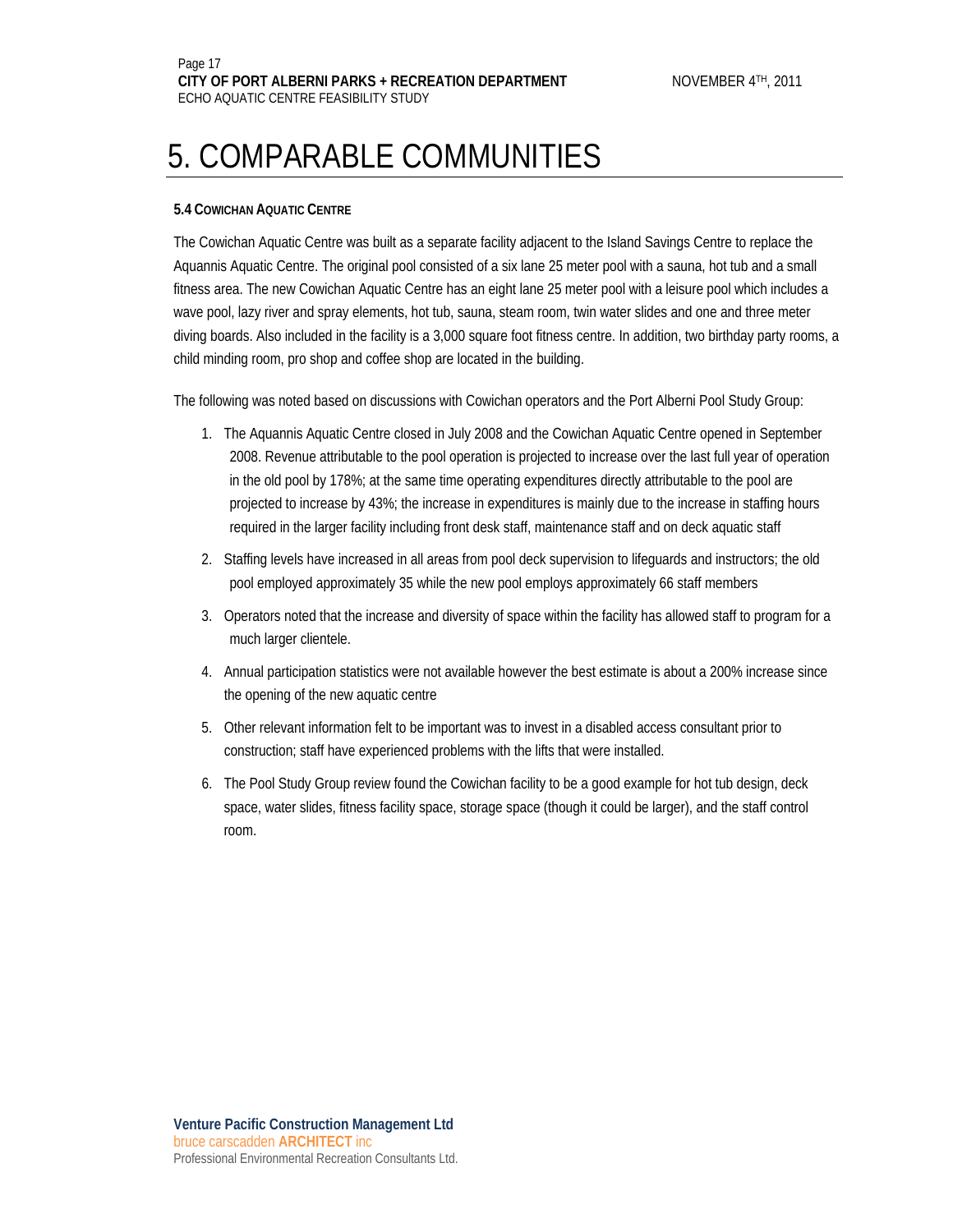# 5. COMPARABLE COMMUNITIES

### 5.4 COWICHAN AQUATIC CENTRE

The Cowichan Aquatic Centre was built as a separate facility adjacent to the Island Savings Centre to replace the Aquannis Aquatic Centre. The original pool consisted of a six lane 25 meter pool with a sauna, hot tub and a small fitness area. The new Cowichan Aquatic Centre has an eight lane 25 meter pool with a leisure pool which includes a wave pool, lazy river and spray elements, hot tub, sauna, steam room, twin water slides and one and three meter diving boards. Also included in the facility is a 3,000 square foot fitness centre. In addition, two birthday party rooms, a child minding room, pro shop and coffee shop are located in the building.

The following was noted based on discussions with Cowichan operators and the Port Alberni Pool Study Group:

1. The Aquannis Aquatic Centre closed in July 2008 and the Cowichan Aquatic Centre opened in September 2008. Revenue attributable to the pool operation is projected to increase over the last full year of operation in the old pool by 178%; at the same time operating expenditures directly attributable to the pool are projected to increase by 43%; the increase in expenditures is mainly due to the increase in staffing hours required in the larger facility including front desk staff, maintenance staff and on deck aquatic staff
2. Staffing levels have increased in all areas from pool deck supervision to lifeguards and instructors; the old pool employed approximately 35 while the new pool employs approximately 66 staff members
3. Operators noted that the increase and diversity of space within the facility has allowed staff to program for a much larger clientele.
4. Annual participation statistics were not available however the best estimate is about a 200% increase since the opening of the new aquatic centre
5. Other relevant information felt to be important was to invest in a disabled access consultant prior to construction; staff have experienced problems with the lifts that were installed.
6. The Pool Study Group review found the Cowichan facility to be a good example for hot tub design, deck space, water slides, fitness facility space, storage space (though it could be larger), and the staff control room.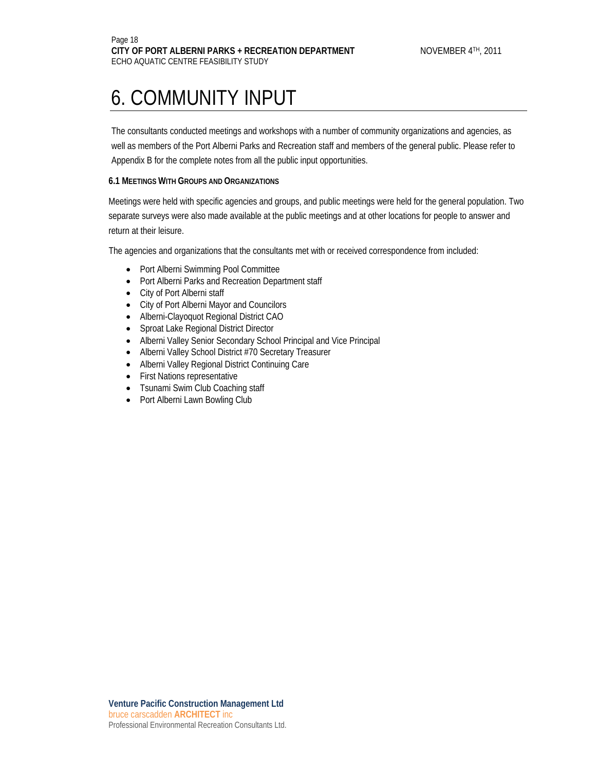# 6. COMMUNITY INPUT

The consultants conducted meetings and workshops with a number of community organizations and agencies, as well as members of the Port Alberni Parks and Recreation staff and members of the general public. Please refer to Appendix B for the complete notes from all the public input opportunities.

### 6.1 Meetings With Groups and Organizations

Meetings were held with specific agencies and groups, and public meetings were held for the general population. Two separate surveys were also made available at the public meetings and at other locations for people to answer and return at their leisure.

The agencies and organizations that the consultants met with or received correspondence from included:

- Port Alberni Swimming Pool Committee
- Port Alberni Parks and Recreation Department staff
- City of Port Alberni staff
- City of Port Alberni Mayor and Councilors
- Alberni-Clayoquot Regional District CAO
- Sproat Lake Regional District Director
- Alberni Valley Senior Secondary School Principal and Vice Principal
- Alberni Valley School District #70 Secretary Treasurer
- Alberni Valley Regional District Continuing Care
- First Nations representative
- Tsunami Swim Club Coaching staff
- Port Alberni Lawn Bowling Club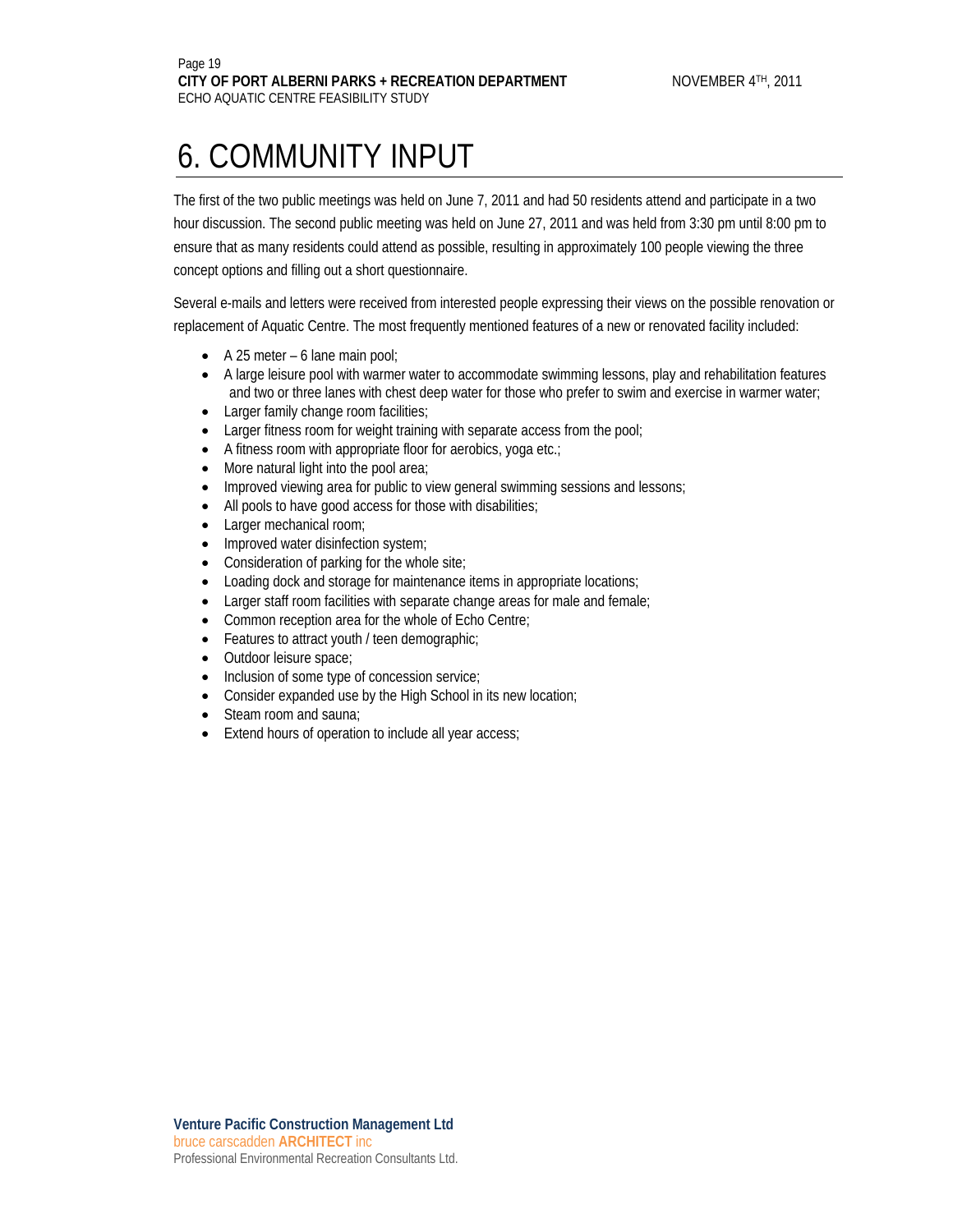# 6. COMMUNITY INPUT

The first of the two public meetings was held on June 7, 2011 and had 50 residents attend and participate in a two hour discussion. The second public meeting was held on June 27, 2011 and was held from 3:30 pm until 8:00 pm to ensure that as many residents could attend as possible, resulting in approximately 100 people viewing the three concept options and filling out a short questionnaire.

Several e-mails and letters were received from interested people expressing their views on the possible renovation or replacement of Aquatic Centre. The most frequently mentioned features of a new or renovated facility included:

- A 25 meter – 6 lane main pool;
- A large leisure pool with warmer water to accommodate swimming lessons, play and rehabilitation features and two or three lanes with chest deep water for those who prefer to swim and exercise in warmer water;
- Larger family change room facilities;
- Larger fitness room for weight training with separate access from the pool;
- A fitness room with appropriate floor for aerobics, yoga etc.;
- More natural light into the pool area;
- Improved viewing area for public to view general swimming sessions and lessons;
- All pools to have good access for those with disabilities;
- Larger mechanical room;
- Improved water disinfection system;
- Consideration of parking for the whole site;
- Loading dock and storage for maintenance items in appropriate locations;
- Larger staff room facilities with separate change areas for male and female;
- Common reception area for the whole of Echo Centre;
- Features to attract youth / teen demographic;
- Outdoor leisure space;
- Inclusion of some type of concession service;
- Consider expanded use by the High School in its new location;
- Steam room and sauna;
- Extend hours of operation to include all year access;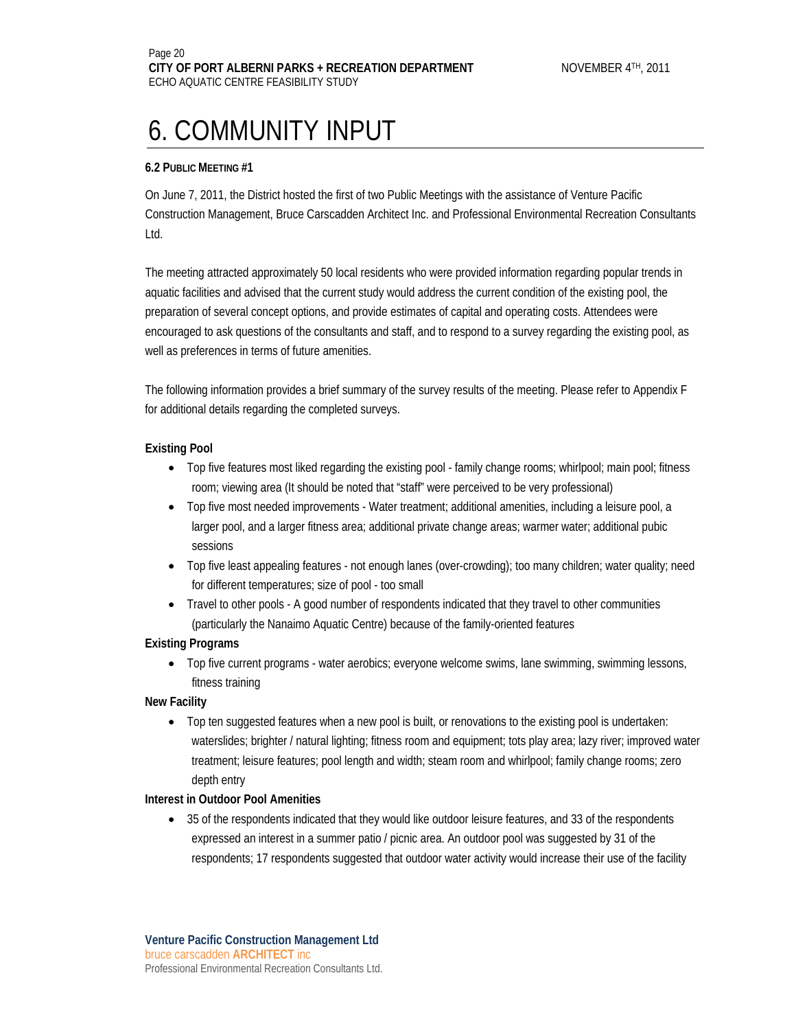# 6. COMMUNITY INPUT

### 6.2 Public Meeting #1

On June 7, 2011, the District hosted the first of two Public Meetings with the assistance of Venture Pacific Construction Management, Bruce Carscadden Architect Inc. and Professional Environmental Recreation Consultants Ltd.

The meeting attracted approximately 50 local residents who were provided information regarding popular trends in aquatic facilities and advised that the current study would address the current condition of the existing pool, the preparation of several concept options, and provide estimates of capital and operating costs. Attendees were encouraged to ask questions of the consultants and staff, and to respond to a survey regarding the existing pool, as well as preferences in terms of future amenities.

The following information provides a brief summary of the survey results of the meeting. Please refer to Appendix F for additional details regarding the completed surveys.

**Existing Pool**

- Top five features most liked regarding the existing pool - family change rooms; whirlpool; main pool; fitness room; viewing area (It should be noted that "staff" were perceived to be very professional)
- Top five most needed improvements - Water treatment; additional amenities, including a leisure pool, a larger pool, and a larger fitness area; additional private change areas; warmer water; additional pubic sessions
- Top five least appealing features - not enough lanes (over-crowding); too many children; water quality; need for different temperatures; size of pool - too small
- Travel to other pools - A good number of respondents indicated that they travel to other communities (particularly the Nanaimo Aquatic Centre) because of the family-oriented features

**Existing Programs**

- Top five current programs - water aerobics; everyone welcome swims, lane swimming, swimming lessons, fitness training

**New Facility**

- Top ten suggested features when a new pool is built, or renovations to the existing pool is undertaken: waterslides; brighter / natural lighting; fitness room and equipment; tots play area; lazy river; improved water treatment; leisure features; pool length and width; steam room and whirlpool; family change rooms; zero depth entry

**Interest in Outdoor Pool Amenities**

- 35 of the respondents indicated that they would like outdoor leisure features, and 33 of the respondents expressed an interest in a summer patio / picnic area. An outdoor pool was suggested by 31 of the respondents; 17 respondents suggested that outdoor water activity would increase their use of the facility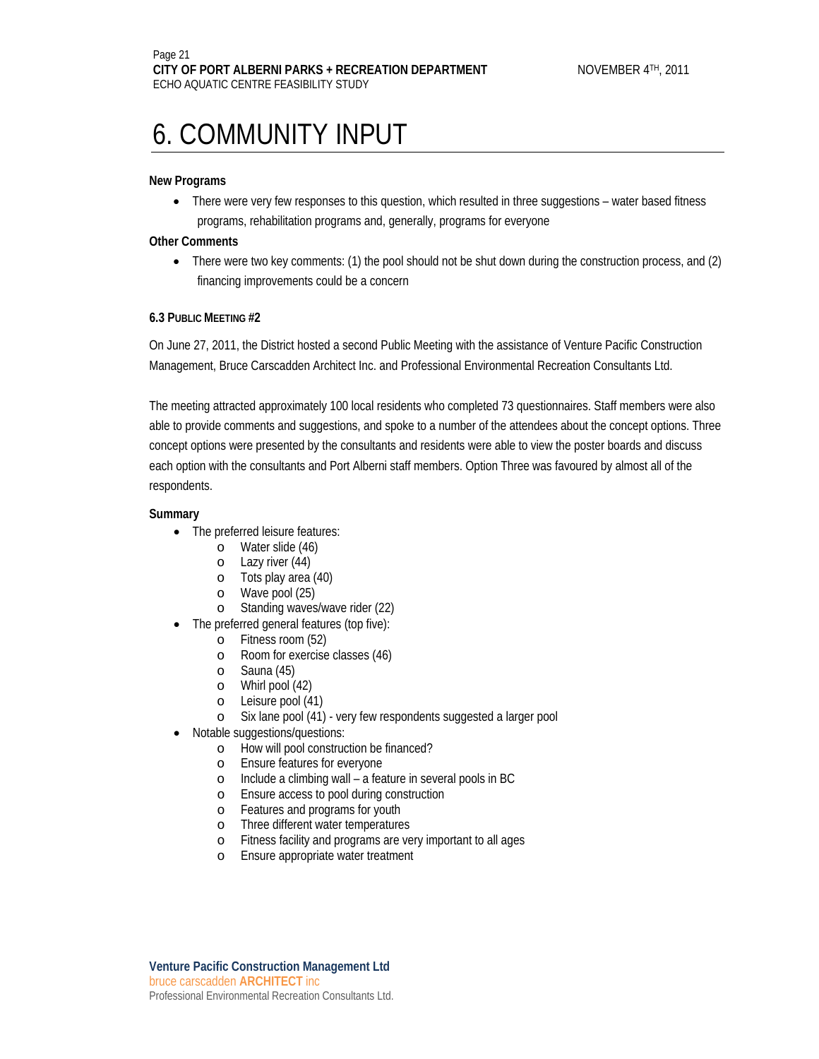# 6. COMMUNITY INPUT

**New Programs**

- There were very few responses to this question, which resulted in three suggestions – water based fitness programs, rehabilitation programs and, generally, programs for everyone

**Other Comments**

- There were two key comments: (1) the pool should not be shut down during the construction process, and (2) financing improvements could be a concern

### 6.3 Public Meeting #2

On June 27, 2011, the District hosted a second Public Meeting with the assistance of Venture Pacific Construction Management, Bruce Carscadden Architect Inc. and Professional Environmental Recreation Consultants Ltd.

The meeting attracted approximately 100 local residents who completed 73 questionnaires. Staff members were also able to provide comments and suggestions, and spoke to a number of the attendees about the concept options. Three concept options were presented by the consultants and residents were able to view the poster boards and discuss each option with the consultants and Port Alberni staff members. Option Three was favoured by almost all of the respondents.

**Summary**

- The preferred leisure features:
  - Water slide (46)
  - Lazy river (44)
  - Tots play area (40)
  - Wave pool (25)
  - Standing waves/wave rider (22)
- The preferred general features (top five):
  - Fitness room (52)
  - Room for exercise classes (46)
  - Sauna (45)
  - Whirl pool (42)
  - Leisure pool (41)
  - Six lane pool (41) - very few respondents suggested a larger pool
- Notable suggestions/questions:
  - How will pool construction be financed?
  - Ensure features for everyone
  - Include a climbing wall – a feature in several pools in BC
  - Ensure access to pool during construction
  - Features and programs for youth
  - Three different water temperatures
  - Fitness facility and programs are very important to all ages
  - Ensure appropriate water treatment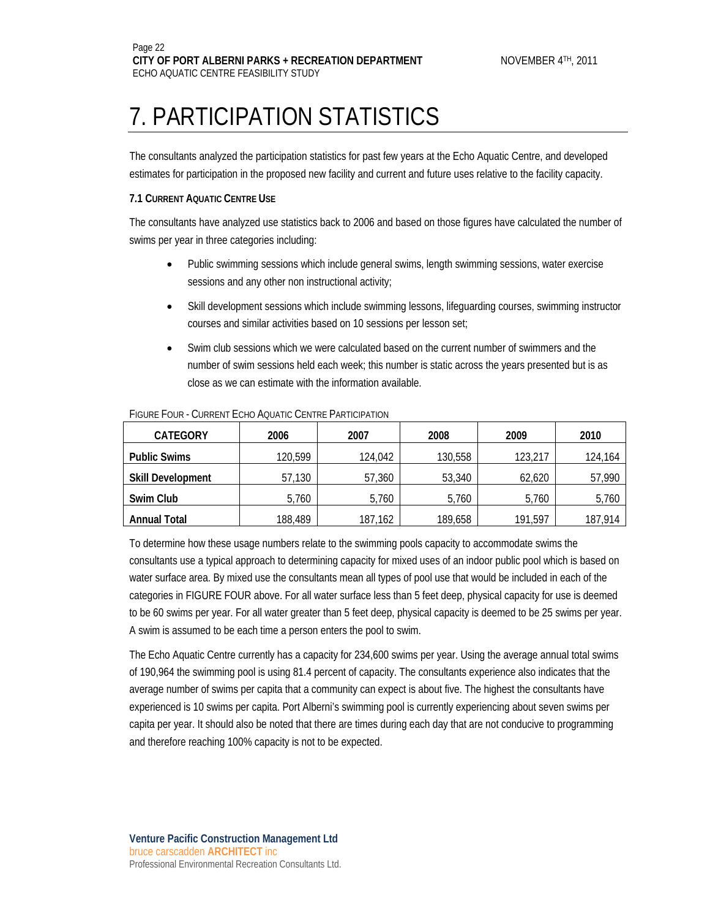# 7. PARTICIPATION STATISTICS

The consultants analyzed the participation statistics for past few years at the Echo Aquatic Centre, and developed estimates for participation in the proposed new facility and current and future uses relative to the facility capacity.

### 7.1 CURRENT AQUATIC CENTRE USE

The consultants have analyzed use statistics back to 2006 and based on those figures have calculated the number of swims per year in three categories including:

- Public swimming sessions which include general swims, length swimming sessions, water exercise sessions and any other non instructional activity;
- Skill development sessions which include swimming lessons, lifeguarding courses, swimming instructor courses and similar activities based on 10 sessions per lesson set;
- Swim club sessions which we were calculated based on the current number of swimmers and the number of swim sessions held each week; this number is static across the years presented but is as close as we can estimate with the information available.

FIGURE FOUR - CURRENT ECHO AQUATIC CENTRE PARTICIPATION

| CATEGORY | 2006 | 2007 | 2008 | 2009 | 2010 |
|---|---|---|---|---|---|
| **Public Swims** | 120,599 | 124,042 | 130,558 | 123,217 | 124,164 |
| **Skill Development** | 57,130 | 57,360 | 53,340 | 62,620 | 57,990 |
| **Swim Club** | 5,760 | 5,760 | 5,760 | 5,760 | 5,760 |
| **Annual Total** | 188,489 | 187,162 | 189,658 | 191,597 | 187,914 |

To determine how these usage numbers relate to the swimming pools capacity to accommodate swims the consultants use a typical approach to determining capacity for mixed uses of an indoor public pool which is based on water surface area. By mixed use the consultants mean all types of pool use that would be included in each of the categories in FIGURE FOUR above. For all water surface less than 5 feet deep, physical capacity for use is deemed to be 60 swims per year. For all water greater than 5 feet deep, physical capacity is deemed to be 25 swims per year. A swim is assumed to be each time a person enters the pool to swim.

The Echo Aquatic Centre currently has a capacity for 234,600 swims per year. Using the average annual total swims of 190,964 the swimming pool is using 81.4 percent of capacity. The consultants experience also indicates that the average number of swims per capita that a community can expect is about five. The highest the consultants have experienced is 10 swims per capita. Port Alberni's swimming pool is currently experiencing about seven swims per capita per year. It should also be noted that there are times during each day that are not conducive to programming and therefore reaching 100% capacity is not to be expected.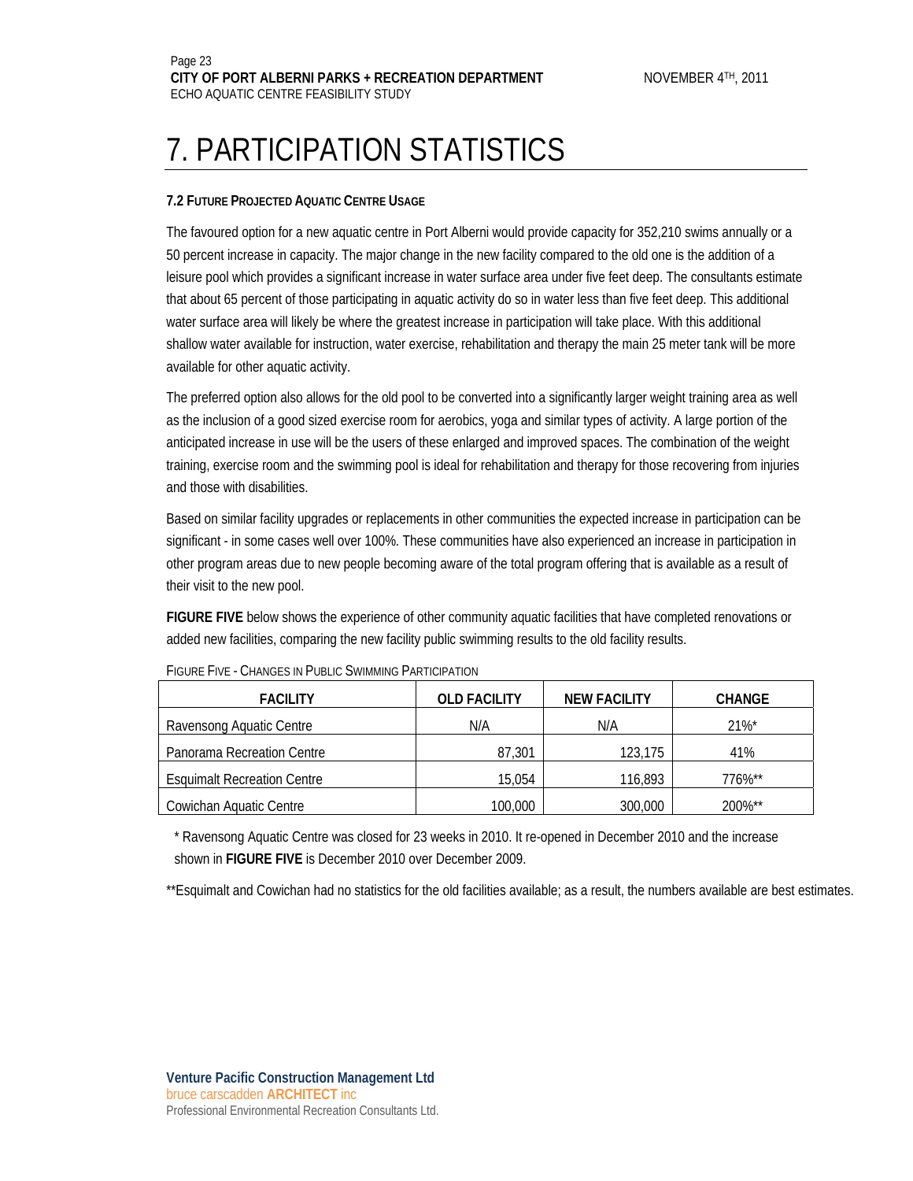// Header (Page 23, city dept, date, study title) and footer (consultant names) omitted as running page elements.
# 7. PARTICIPATION STATISTICS

### 7.2 FUTURE PROJECTED AQUATIC CENTRE USAGE

The favoured option for a new aquatic centre in Port Alberni would provide capacity for 352,210 swims annually or a 50 percent increase in capacity. The major change in the new facility compared to the old one is the addition of a leisure pool which provides a significant increase in water surface area under five feet deep. The consultants estimate that about 65 percent of those participating in aquatic activity do so in water less than five feet deep. This additional water surface area will likely be where the greatest increase in participation will take place. With this additional shallow water available for instruction, water exercise, rehabilitation and therapy the main 25 meter tank will be more available for other aquatic activity.

The preferred option also allows for the old pool to be converted into a significantly larger weight training area as well as the inclusion of a good sized exercise room for aerobics, yoga and similar types of activity. A large portion of the anticipated increase in use will be the users of these enlarged and improved spaces. The combination of the weight training, exercise room and the swimming pool is ideal for rehabilitation and therapy for those recovering from injuries and those with disabilities.

Based on similar facility upgrades or replacements in other communities the expected increase in participation can be significant - in some cases well over 100%. These communities have also experienced an increase in participation in other program areas due to new people becoming aware of the total program offering that is available as a result of their visit to the new pool.

**FIGURE FIVE** below shows the experience of other community aquatic facilities that have completed renovations or added new facilities, comparing the new facility public swimming results to the old facility results.

FIGURE FIVE - CHANGES IN PUBLIC SWIMMING PARTICIPATION

| FACILITY | OLD FACILITY | NEW FACILITY | CHANGE |
|---|---|---|---|
| Ravensong Aquatic Centre | N/A | N/A | 21%* |
| Panorama Recreation Centre | 87,301 | 123,175 | 41% |
| Esquimalt Recreation Centre | 15,054 | 116,893 | 776%** |
| Cowichan Aquatic Centre | 100,000 | 300,000 | 200%** |

\* Ravensong Aquatic Centre was closed for 23 weeks in 2010. It re-opened in December 2010 and the increase shown in **FIGURE FIVE** is December 2010 over December 2009.

\*\*Esquimalt and Cowichan had no statistics for the old facilities available; as a result, the numbers available are best estimates.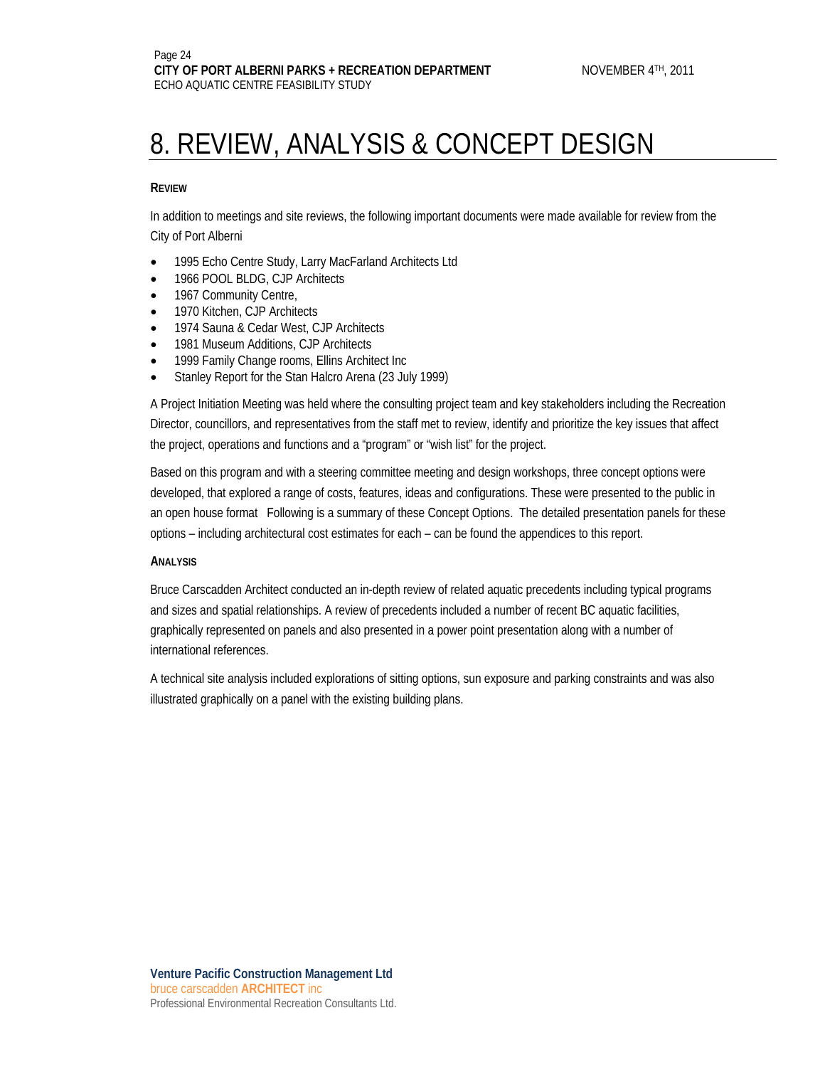# 8. REVIEW, ANALYSIS & CONCEPT DESIGN

**REVIEW**

In addition to meetings and site reviews, the following important documents were made available for review from the City of Port Alberni

- 1995 Echo Centre Study, Larry MacFarland Architects Ltd
- 1966 POOL BLDG, CJP Architects
- 1967 Community Centre,
- 1970 Kitchen, CJP Architects
- 1974 Sauna & Cedar West, CJP Architects
- 1981 Museum Additions, CJP Architects
- 1999 Family Change rooms, Ellins Architect Inc
- Stanley Report for the Stan Halcro Arena (23 July 1999)

A Project Initiation Meeting was held where the consulting project team and key stakeholders including the Recreation Director, councillors, and representatives from the staff met to review, identify and prioritize the key issues that affect the project, operations and functions and a "program" or "wish list" for the project.

Based on this program and with a steering committee meeting and design workshops, three concept options were developed, that explored a range of costs, features, ideas and configurations. These were presented to the public in an open house format Following is a summary of these Concept Options. The detailed presentation panels for these options – including architectural cost estimates for each – can be found the appendices to this report.

**ANALYSIS**

Bruce Carscadden Architect conducted an in-depth review of related aquatic precedents including typical programs and sizes and spatial relationships. A review of precedents included a number of recent BC aquatic facilities, graphically represented on panels and also presented in a power point presentation along with a number of international references.

A technical site analysis included explorations of sitting options, sun exposure and parking constraints and was also illustrated graphically on a panel with the existing building plans.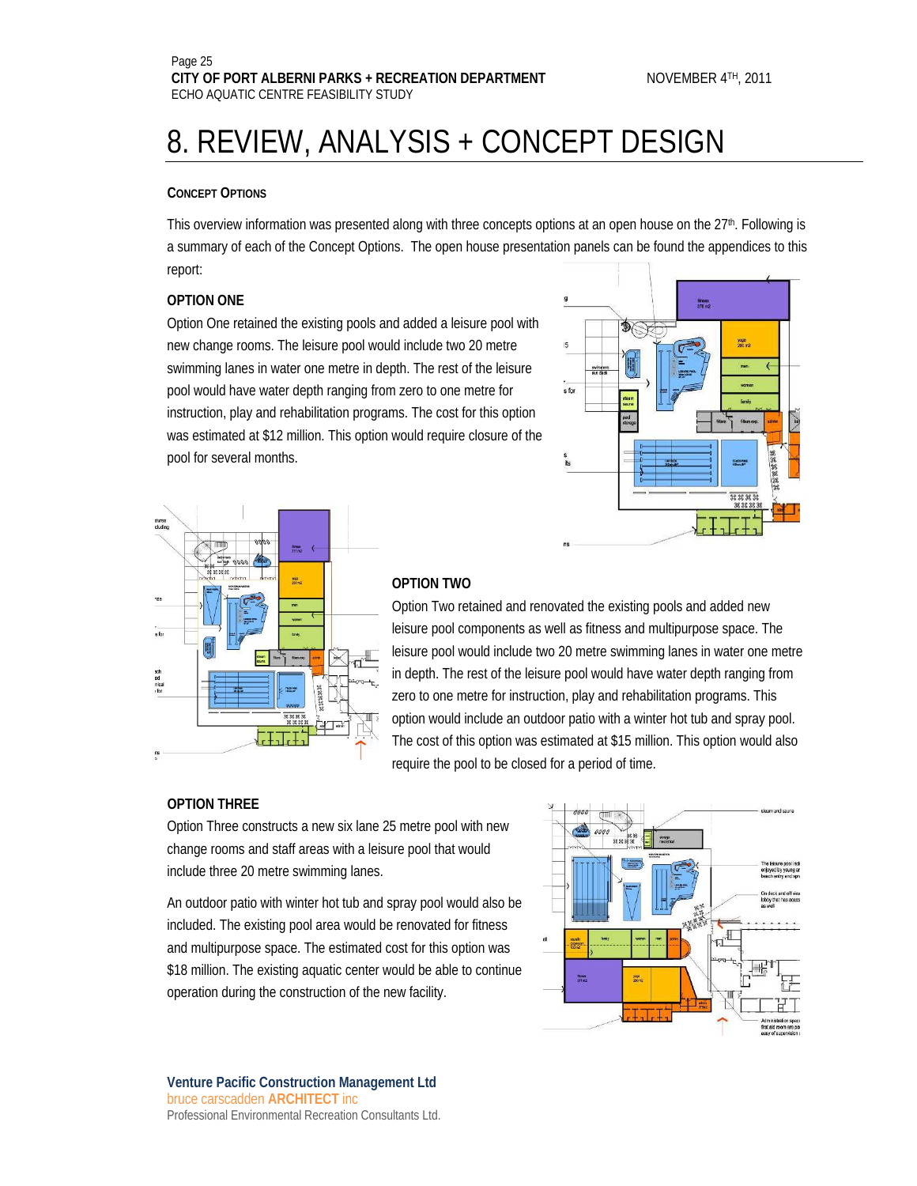# 8. REVIEW, ANALYSIS + CONCEPT DESIGN

### CONCEPT OPTIONS

This overview information was presented along with three concepts options at an open house on the 27th. Following is a summary of each of the Concept Options. The open house presentation panels can be found the appendices to this report:

### OPTION ONE

Option One retained the existing pools and added a leisure pool with new change rooms. The leisure pool would include two 20 metre swimming lanes in water one metre in depth. The rest of the leisure pool would have water depth ranging from zero to one metre for instruction, play and rehabilitation programs. The cost for this option was estimated at $12 million. This option would require closure of the pool for several months.

### OPTION TWO

Option Two retained and renovated the existing pools and added new leisure pool components as well as fitness and multipurpose space. The leisure pool would include two 20 metre swimming lanes in water one metre in depth. The rest of the leisure pool would have water depth ranging from zero to one metre for instruction, play and rehabilitation programs. This option would include an outdoor patio with a winter hot tub and spray pool. The cost of this option was estimated at $15 million. This option would also require the pool to be closed for a period of time.

### OPTION THREE

Option Three constructs a new six lane 25 metre pool with new change rooms and staff areas with a leisure pool that would include three 20 metre swimming lanes.

An outdoor patio with winter hot tub and spray pool would also be included. The existing pool area would be renovated for fitness and multipurpose space. The estimated cost for this option was $18 million. The existing aquatic center would be able to continue operation during the construction of the new facility.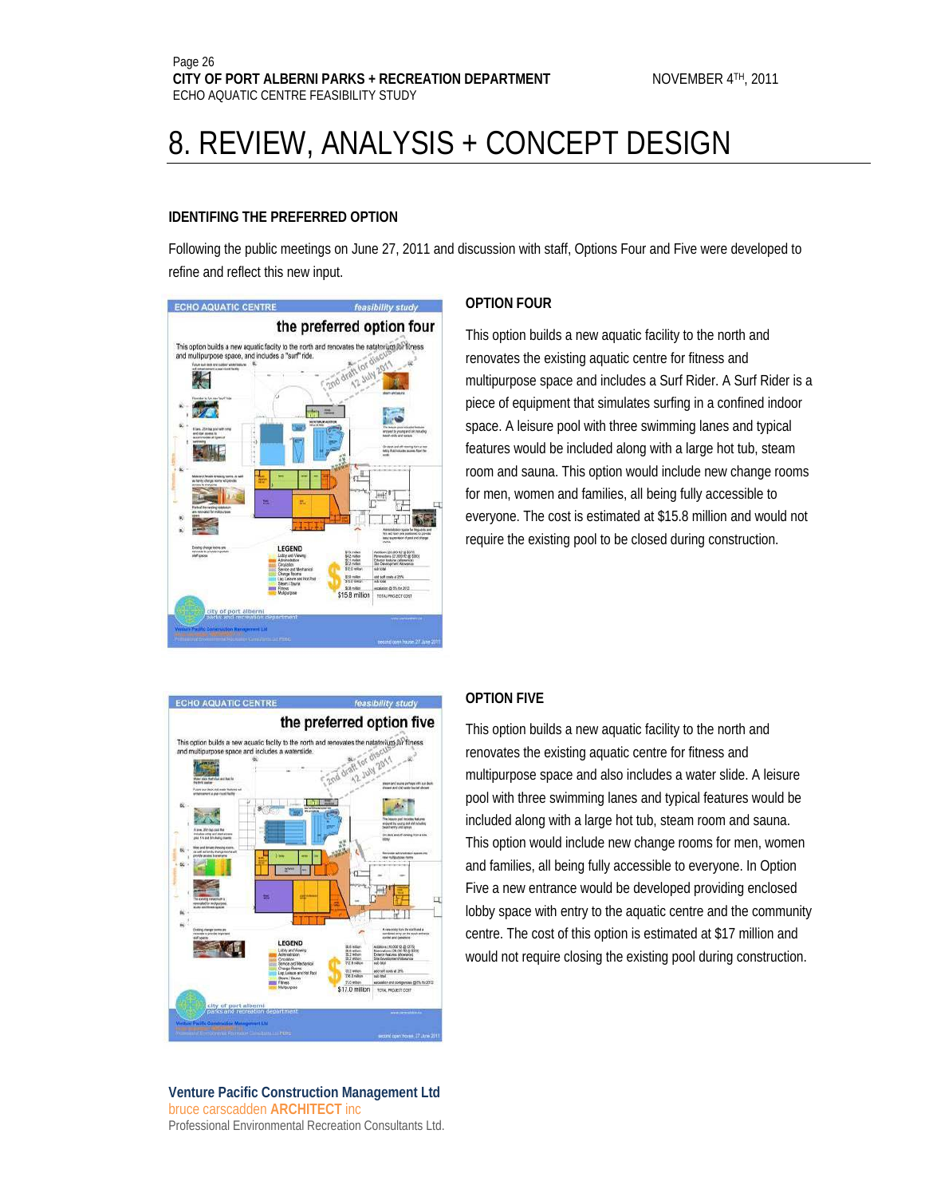# 8. REVIEW, ANALYSIS + CONCEPT DESIGN

### IDENTIFING THE PREFERRED OPTION

Following the public meetings on June 27, 2011 and discussion with staff, Options Four and Five were developed to refine and reflect this new input.

### OPTION FOUR

This option builds a new aquatic facility to the north and renovates the existing aquatic centre for fitness and multipurpose space and includes a Surf Rider. A Surf Rider is a piece of equipment that simulates surfing in a confined indoor space. A leisure pool with three swimming lanes and typical features would be included along with a large hot tub, steam room and sauna. This option would include new change rooms for men, women and families, all being fully accessible to everyone. The cost is estimated at $15.8 million and would not require the existing pool to be closed during construction.

### OPTION FIVE

This option builds a new aquatic facility to the north and renovates the existing aquatic centre for fitness and multipurpose space and also includes a water slide. A leisure pool with three swimming lanes and typical features would be included along with a large hot tub, steam room and sauna. This option would include new change rooms for men, women and families, all being fully accessible to everyone. In Option Five a new entrance would be developed providing enclosed lobby space with entry to the aquatic centre and the community centre. The cost of this option is estimated at $17 million and would not require closing the existing pool during construction.

**Venture Pacific Construction Management Ltd**
bruce carscadden **ARCHITECT** inc
Professional Environmental Recreation Consultants Ltd.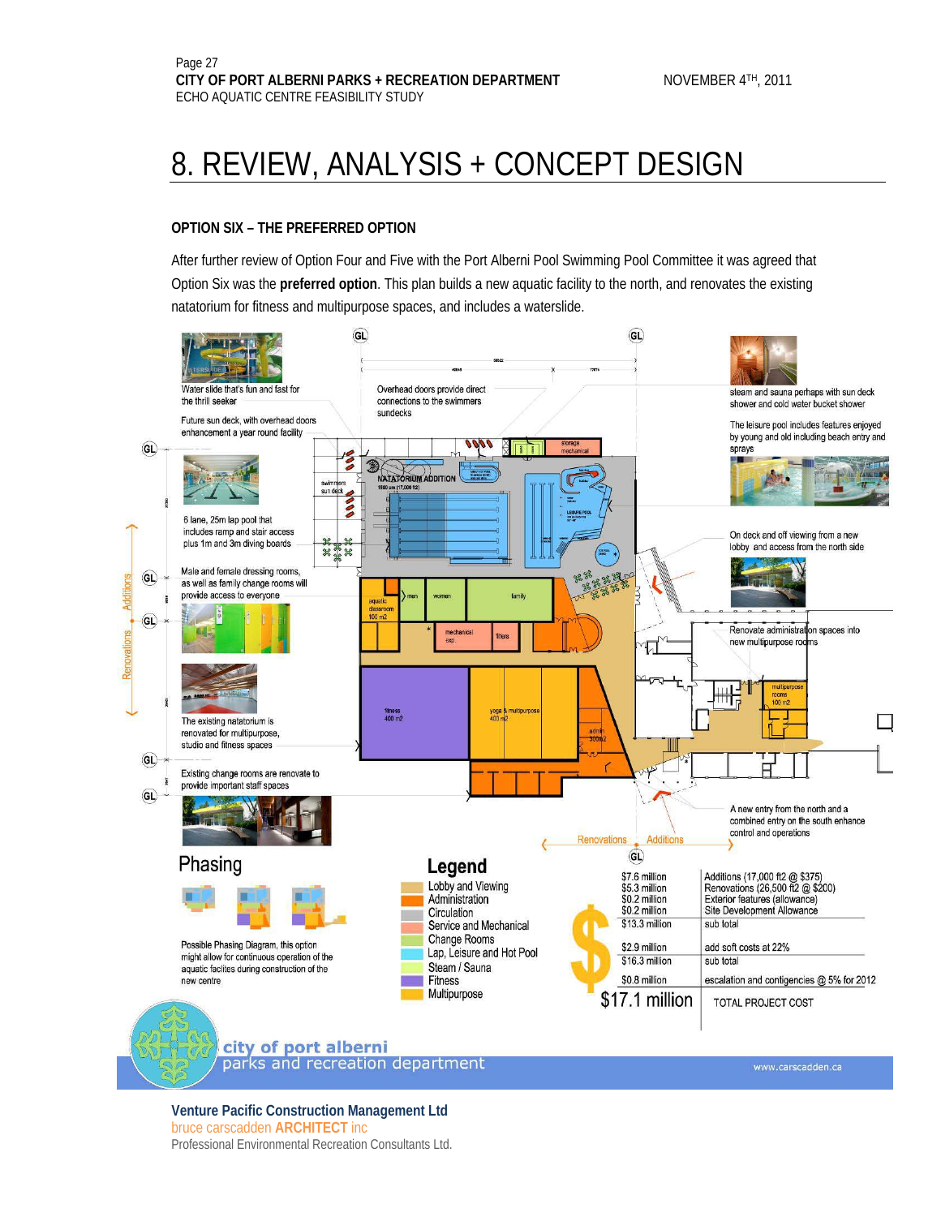# 8. REVIEW, ANALYSIS + CONCEPT DESIGN

**OPTION SIX – THE PREFERRED OPTION**

After further review of Option Four and Five with the Port Alberni Pool Swimming Pool Committee it was agreed that Option Six was the **preferred option**. This plan builds a new aquatic facility to the north, and renovates the existing natatorium for fitness and multipurpose spaces, and includes a waterslide.

Water slide that's fun and fast for the thrill seeker

Future sun deck, with overhead doors enhancement a year round facility

Overhead doors provide direct connections to the swimmers sundecks

steam and sauna perhaps with sun deck shower and cold water bucket shower

The leisure pool includes features enjoyed by young and old including beach entry and sprays

6 lane, 25m lap pool that includes ramp and stair access plus 1m and 3m diving boards

On deck and off viewing from a new lobby and access from the north side

Male and female dressing rooms, as well as family change rooms will provide access to everyone

Renovate administration spaces into new multipurpose rooms

The existing natatorium is renovated for multipurpose, studio and fitness spaces

Existing change rooms are renovate to provide important staff spaces

A new entry from the north and a combined entry on the south enhance control and operations

## Phasing

Possible Phasing Diagram, this option might allow for continuous operation of the aquatic facilites during construction of the new centre

## Legend

- Lobby and Viewing
- Administration
- Circulation
- Service and Mechanical
- Change Rooms
- Lap, Leisure and Hot Pool
- Steam / Sauna
- Fitness
- Multipurpose

| | |
|---|---|
| $7.6 million | Additions (17,000 ft2 @ $375) |
| $5.3 million | Renovations (26,500 ft2 @ $200) |
| $0.2 million | Exterior features (allowance) |
| $0.2 million | Site Development Allowance |
| $13.3 million | sub total |
| $2.9 million | add soft costs at 22% |
| $16.3 million | sub total |
| $0.8 million | escalation and contigencies @ 5% for 2012 |
| **$17.1 million** | TOTAL PROJECT COST |

**Venture Pacific Construction Management Ltd**
bruce carscadden **ARCHITECT** inc
Professional Environmental Recreation Consultants Ltd.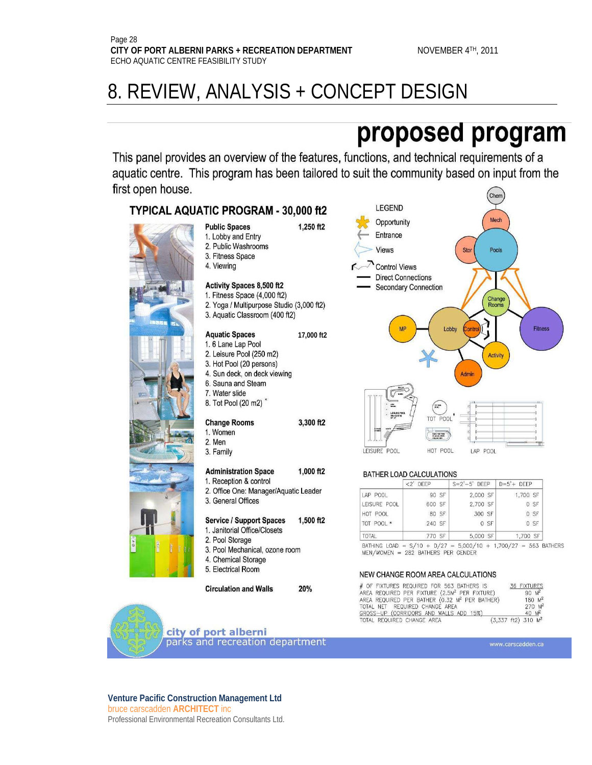# 8. REVIEW, ANALYSIS + CONCEPT DESIGN

## proposed program

This panel provides an overview of the features, functions, and technical requirements of a aquatic centre. This program has been tailored to suit the community based on input from the first open house.

### TYPICAL AQUATIC PROGRAM - 30,000 ft2

**Public Spaces** 1,250 ft2

1. Lobby and Entry
2. Public Washrooms
3. Fitness Space
4. Viewing

**Activity Spaces 8,500 ft2**

1. Fitness Space (4,000 ft2)
2. Yoga / Multipurpose Studio (3,000 ft2)
3. Aquatic Classroom (400 ft2)

**Aquatic Spaces** 17,000 ft2

1. 6 Lane Lap Pool
2. Leisure Pool (250 m2)
3. Hot Pool (20 persons)
4. Sun deck, on deck viewing
6. Sauna and Steam
7. Water slide
8. Tot Pool (20 m2) *

**Change Rooms** 3,300 ft2

1. Women
2. Men
3. Family

**Administration Space** 1,000 ft2

1. Reception & control
2. Office One: Manager/Aquatic Leader
3. General Offices

**Service / Support Spaces** 1,500 ft2

1. Janitorial Office/Closets
2. Pool Storage
3. Pool Mechanical, ozone room
4. Chemical Storage
5. Electrical Room

**Circulation and Walls** 20%

LEGEND

- Opportunity
- Entrance
- Views
- Control Views
- Direct Connections
- Secondary Connection

LEISURE POOL — TOT POOL — HOT POOL — LAP POOL

#### BATHER LOAD CALCULATIONS

| | <2' DEEP | S=2'-5' DEEP | D=5'+ DEEP |
|---|---|---|---|
| LAP POOL | 90 SF | 2,000 SF | 1,700 SF |
| LEISURE POOL | 600 SF | 2,700 SF | 0 SF |
| HOT POOL | 80 SF | 300 SF | 0 SF |
| TOT POOL * | 240 SF | 0 SF | 0 SF |
| TOTAL | 770 SF | 5,000 SF | 1,700 SF |

BATHING LOAD = S/10 + D/27 = 5,000/10 + 1,700/27 = 563 BATHERS
MEN/WOMEN = 282 BATHERS PER GENDER

#### NEW CHANGE ROOM AREA CALCULATIONS

| | |
|---|---|
| # OF FIXTURES REQUIRED FOR 563 BATHERS IS | 36 FIXTURES |
| AREA REQUIRED PER FIXTURE (2.5M² PER FIXTURE) | 90 M² |
| AREA REQUIRED PER BATHER (0.32 M² PER BATHER) | 180 M² |
| TOTAL NET REQUIRED CHANGE AREA | 270 M² |
| GROSS-UP (CORRIDORS AND WALLS ADD 15%) | 40 M² |
| TOTAL REQUIRED CHANGE AREA | (3,337 ft2) 310 M² |

city of port alberni
parks and recreation department

www.carscadden.ca

**Venture Pacific Construction Management Ltd**
bruce carscadden **ARCHITECT** inc
Professional Environmental Recreation Consultants Ltd.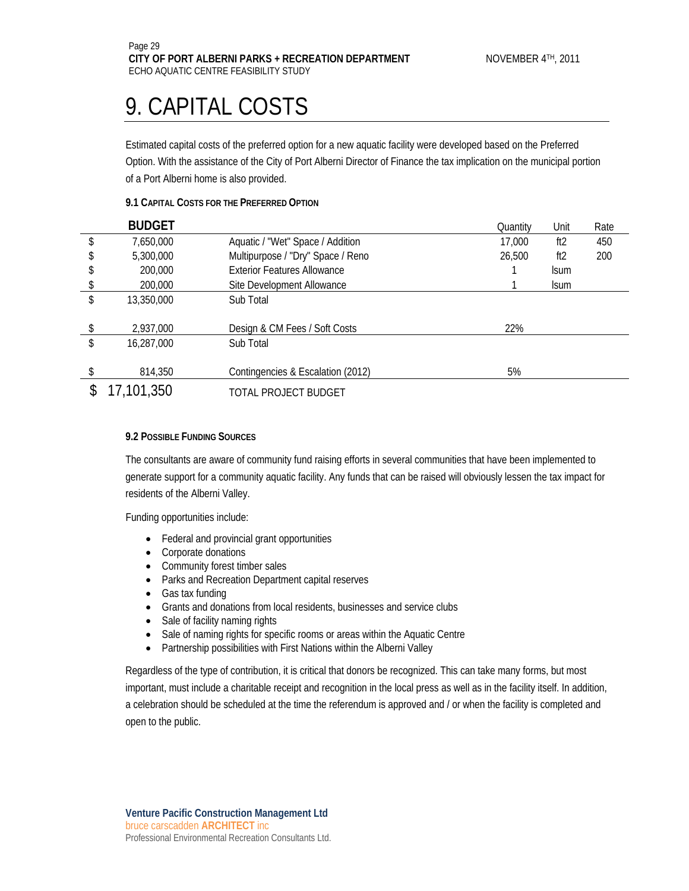# 9. CAPITAL COSTS

Estimated capital costs of the preferred option for a new aquatic facility were developed based on the Preferred Option. With the assistance of the City of Port Alberni Director of Finance the tax implication on the municipal portion of a Port Alberni home is also provided.

### 9.1 Capital Costs for the Preferred Option

| | BUDGET | | Quantity | Unit | Rate |
|---|---|---|---|---|---|
| $ | 7,650,000 | Aquatic / "Wet" Space / Addition | 17,000 | ft2 | 450 |
| $ | 5,300,000 | Multipurpose / "Dry" Space / Reno | 26,500 | ft2 | 200 |
| $ | 200,000 | Exterior Features Allowance | 1 | lsum | |
| $ | 200,000 | Site Development Allowance | 1 | lsum | |
| $ | 13,350,000 | Sub Total | | | |
| $ | 2,937,000 | Design & CM Fees / Soft Costs | 22% | | |
| $ | 16,287,000 | Sub Total | | | |
| $ | 814,350 | Contingencies & Escalation (2012) | 5% | | |
| $ | 17,101,350 | TOTAL PROJECT BUDGET | | | |

### 9.2 Possible Funding Sources

The consultants are aware of community fund raising efforts in several communities that have been implemented to generate support for a community aquatic facility. Any funds that can be raised will obviously lessen the tax impact for residents of the Alberni Valley.

Funding opportunities include:

- Federal and provincial grant opportunities
- Corporate donations
- Community forest timber sales
- Parks and Recreation Department capital reserves
- Gas tax funding
- Grants and donations from local residents, businesses and service clubs
- Sale of facility naming rights
- Sale of naming rights for specific rooms or areas within the Aquatic Centre
- Partnership possibilities with First Nations within the Alberni Valley

Regardless of the type of contribution, it is critical that donors be recognized. This can take many forms, but most important, must include a charitable receipt and recognition in the local press as well as in the facility itself. In addition, a celebration should be scheduled at the time the referendum is approved and / or when the facility is completed and open to the public.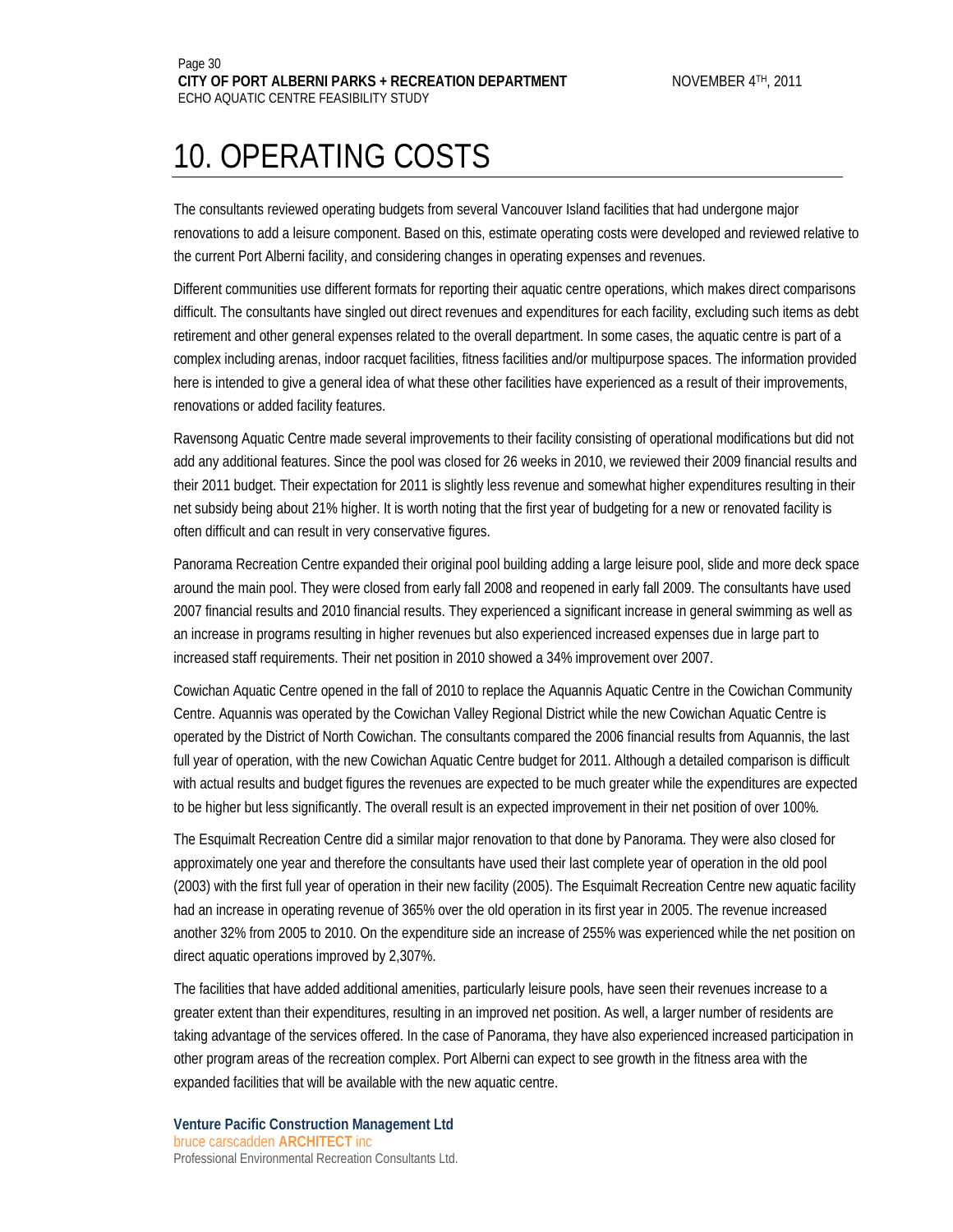# 10. OPERATING COSTS

The consultants reviewed operating budgets from several Vancouver Island facilities that had undergone major renovations to add a leisure component. Based on this, estimate operating costs were developed and reviewed relative to the current Port Alberni facility, and considering changes in operating expenses and revenues.

Different communities use different formats for reporting their aquatic centre operations, which makes direct comparisons difficult. The consultants have singled out direct revenues and expenditures for each facility, excluding such items as debt retirement and other general expenses related to the overall department. In some cases, the aquatic centre is part of a complex including arenas, indoor racquet facilities, fitness facilities and/or multipurpose spaces. The information provided here is intended to give a general idea of what these other facilities have experienced as a result of their improvements, renovations or added facility features.

Ravensong Aquatic Centre made several improvements to their facility consisting of operational modifications but did not add any additional features. Since the pool was closed for 26 weeks in 2010, we reviewed their 2009 financial results and their 2011 budget. Their expectation for 2011 is slightly less revenue and somewhat higher expenditures resulting in their net subsidy being about 21% higher. It is worth noting that the first year of budgeting for a new or renovated facility is often difficult and can result in very conservative figures.

Panorama Recreation Centre expanded their original pool building adding a large leisure pool, slide and more deck space around the main pool. They were closed from early fall 2008 and reopened in early fall 2009. The consultants have used 2007 financial results and 2010 financial results. They experienced a significant increase in general swimming as well as an increase in programs resulting in higher revenues but also experienced increased expenses due in large part to increased staff requirements. Their net position in 2010 showed a 34% improvement over 2007.

Cowichan Aquatic Centre opened in the fall of 2010 to replace the Aquannis Aquatic Centre in the Cowichan Community Centre. Aquannis was operated by the Cowichan Valley Regional District while the new Cowichan Aquatic Centre is operated by the District of North Cowichan. The consultants compared the 2006 financial results from Aquannis, the last full year of operation, with the new Cowichan Aquatic Centre budget for 2011. Although a detailed comparison is difficult with actual results and budget figures the revenues are expected to be much greater while the expenditures are expected to be higher but less significantly. The overall result is an expected improvement in their net position of over 100%.

The Esquimalt Recreation Centre did a similar major renovation to that done by Panorama. They were also closed for approximately one year and therefore the consultants have used their last complete year of operation in the old pool (2003) with the first full year of operation in their new facility (2005). The Esquimalt Recreation Centre new aquatic facility had an increase in operating revenue of 365% over the old operation in its first year in 2005. The revenue increased another 32% from 2005 to 2010. On the expenditure side an increase of 255% was experienced while the net position on direct aquatic operations improved by 2,307%.

The facilities that have added additional amenities, particularly leisure pools, have seen their revenues increase to a greater extent than their expenditures, resulting in an improved net position. As well, a larger number of residents are taking advantage of the services offered. In the case of Panorama, they have also experienced increased participation in other program areas of the recreation complex. Port Alberni can expect to see growth in the fitness area with the expanded facilities that will be available with the new aquatic centre.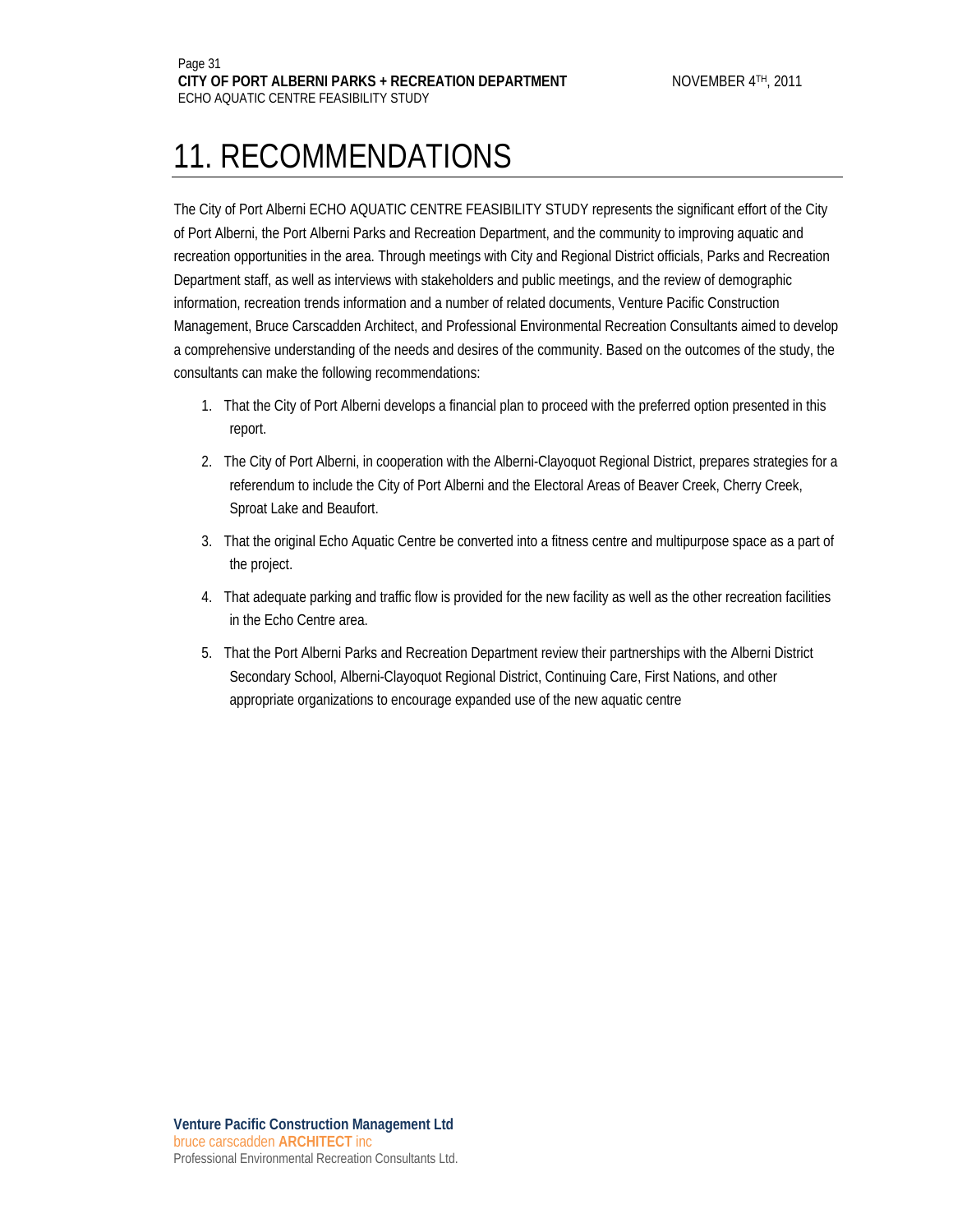# 11. RECOMMENDATIONS

The City of Port Alberni ECHO AQUATIC CENTRE FEASIBILITY STUDY represents the significant effort of the City of Port Alberni, the Port Alberni Parks and Recreation Department, and the community to improving aquatic and recreation opportunities in the area. Through meetings with City and Regional District officials, Parks and Recreation Department staff, as well as interviews with stakeholders and public meetings, and the review of demographic information, recreation trends information and a number of related documents, Venture Pacific Construction Management, Bruce Carscadden Architect, and Professional Environmental Recreation Consultants aimed to develop a comprehensive understanding of the needs and desires of the community. Based on the outcomes of the study, the consultants can make the following recommendations:

1. That the City of Port Alberni develops a financial plan to proceed with the preferred option presented in this report.
2. The City of Port Alberni, in cooperation with the Alberni-Clayoquot Regional District, prepares strategies for a referendum to include the City of Port Alberni and the Electoral Areas of Beaver Creek, Cherry Creek, Sproat Lake and Beaufort.
3. That the original Echo Aquatic Centre be converted into a fitness centre and multipurpose space as a part of the project.
4. That adequate parking and traffic flow is provided for the new facility as well as the other recreation facilities in the Echo Centre area.
5. That the Port Alberni Parks and Recreation Department review their partnerships with the Alberni District Secondary School, Alberni-Clayoquot Regional District, Continuing Care, First Nations, and other appropriate organizations to encourage expanded use of the new aquatic centre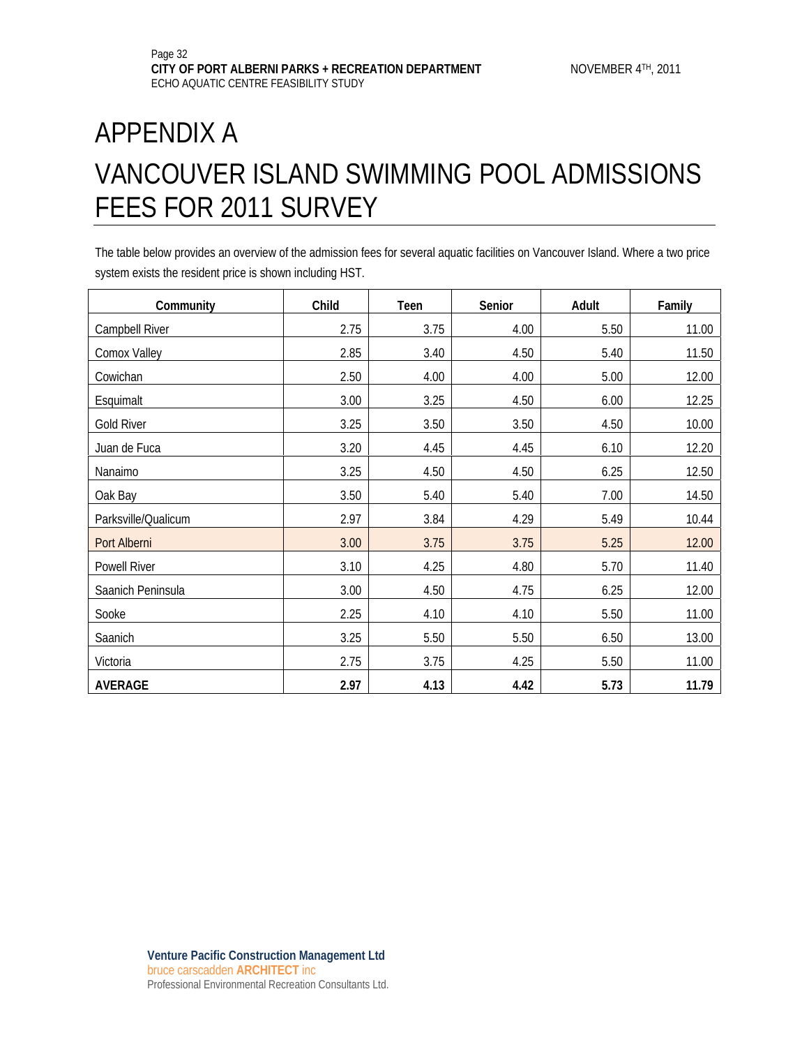# APPENDIX A

# VANCOUVER ISLAND SWIMMING POOL ADMISSIONS FEES FOR 2011 SURVEY

The table below provides an overview of the admission fees for several aquatic facilities on Vancouver Island. Where a two price system exists the resident price is shown including HST.

| Community | Child | Teen | Senior | Adult | Family |
|---|---|---|---|---|---|
| Campbell River | 2.75 | 3.75 | 4.00 | 5.50 | 11.00 |
| Comox Valley | 2.85 | 3.40 | 4.50 | 5.40 | 11.50 |
| Cowichan | 2.50 | 4.00 | 4.00 | 5.00 | 12.00 |
| Esquimalt | 3.00 | 3.25 | 4.50 | 6.00 | 12.25 |
| Gold River | 3.25 | 3.50 | 3.50 | 4.50 | 10.00 |
| Juan de Fuca | 3.20 | 4.45 | 4.45 | 6.10 | 12.20 |
| Nanaimo | 3.25 | 4.50 | 4.50 | 6.25 | 12.50 |
| Oak Bay | 3.50 | 5.40 | 5.40 | 7.00 | 14.50 |
| Parksville/Qualicum | 2.97 | 3.84 | 4.29 | 5.49 | 10.44 |
| Port Alberni | 3.00 | 3.75 | 3.75 | 5.25 | 12.00 |
| Powell River | 3.10 | 4.25 | 4.80 | 5.70 | 11.40 |
| Saanich Peninsula | 3.00 | 4.50 | 4.75 | 6.25 | 12.00 |
| Sooke | 2.25 | 4.10 | 4.10 | 5.50 | 11.00 |
| Saanich | 3.25 | 5.50 | 5.50 | 6.50 | 13.00 |
| Victoria | 2.75 | 3.75 | 4.25 | 5.50 | 11.00 |
| **AVERAGE** | **2.97** | **4.13** | **4.42** | **5.73** | **11.79** |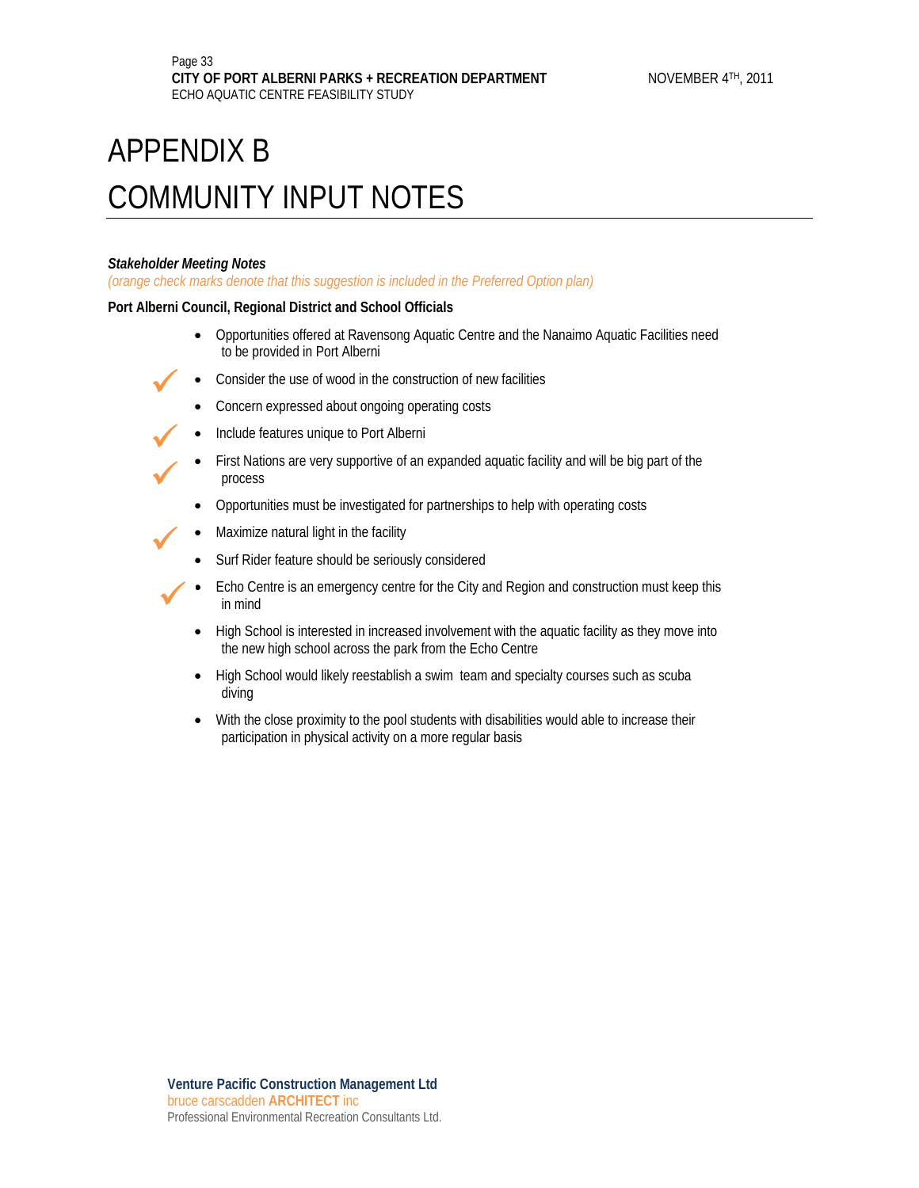# APPENDIX B

# COMMUNITY INPUT NOTES

***Stakeholder Meeting Notes***

*(orange check marks denote that this suggestion is included in the Preferred Option plan)*

**Port Alberni Council, Regional District and School Officials**

- Opportunities offered at Ravensong Aquatic Centre and the Nanaimo Aquatic Facilities need to be provided in Port Alberni
- ✓ Consider the use of wood in the construction of new facilities
- Concern expressed about ongoing operating costs
- ✓ Include features unique to Port Alberni
- ✓ First Nations are very supportive of an expanded aquatic facility and will be big part of the process
- Opportunities must be investigated for partnerships to help with operating costs
- ✓ Maximize natural light in the facility
- Surf Rider feature should be seriously considered
- ✓ Echo Centre is an emergency centre for the City and Region and construction must keep this in mind
- High School is interested in increased involvement with the aquatic facility as they move into the new high school across the park from the Echo Centre
- High School would likely reestablish a swim team and specialty courses such as scuba diving
- With the close proximity to the pool students with disabilities would able to increase their participation in physical activity on a more regular basis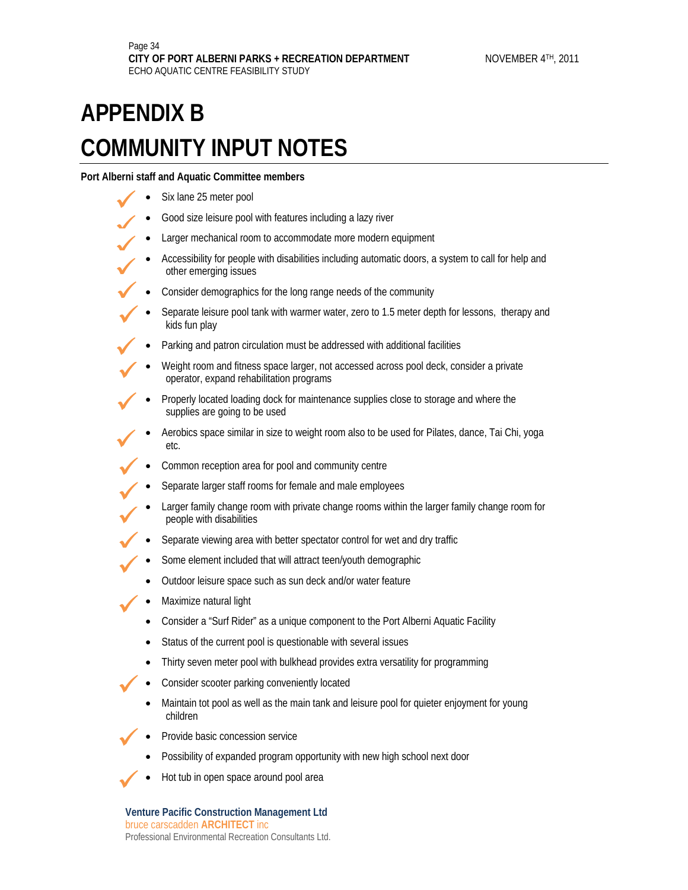# APPENDIX B

# COMMUNITY INPUT NOTES

**Port Alberni staff and Aquatic Committee members**

- ✓ Six lane 25 meter pool
- ✓ Good size leisure pool with features including a lazy river
- ✓ Larger mechanical room to accommodate more modern equipment
- ✓ Accessibility for people with disabilities including automatic doors, a system to call for help and other emerging issues
- ✓ Consider demographics for the long range needs of the community
- ✓ Separate leisure pool tank with warmer water, zero to 1.5 meter depth for lessons, therapy and kids fun play
- ✓ Parking and patron circulation must be addressed with additional facilities
- ✓ Weight room and fitness space larger, not accessed across pool deck, consider a private operator, expand rehabilitation programs
- ✓ Properly located loading dock for maintenance supplies close to storage and where the supplies are going to be used
- ✓ Aerobics space similar in size to weight room also to be used for Pilates, dance, Tai Chi, yoga etc.
- ✓ Common reception area for pool and community centre
- ✓ Separate larger staff rooms for female and male employees
- ✓ Larger family change room with private change rooms within the larger family change room for people with disabilities
- ✓ Separate viewing area with better spectator control for wet and dry traffic
- ✓ Some element included that will attract teen/youth demographic
- Outdoor leisure space such as sun deck and/or water feature
- ✓ Maximize natural light
- Consider a "Surf Rider" as a unique component to the Port Alberni Aquatic Facility
- Status of the current pool is questionable with several issues
- Thirty seven meter pool with bulkhead provides extra versatility for programming
- ✓ Consider scooter parking conveniently located
- Maintain tot pool as well as the main tank and leisure pool for quieter enjoyment for young children
- ✓ Provide basic concession service
- Possibility of expanded program opportunity with new high school next door
- ✓ Hot tub in open space around pool area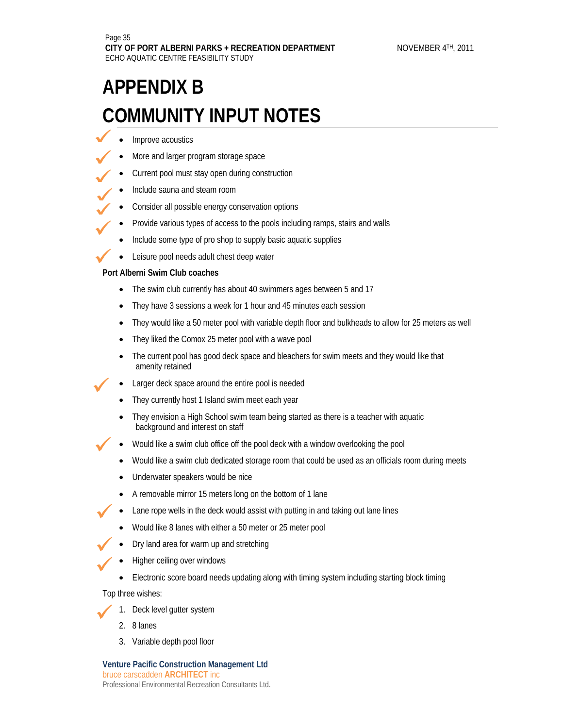# APPENDIX B

# COMMUNITY INPUT NOTES

- Improve acoustics
- More and larger program storage space
- Current pool must stay open during construction
- Include sauna and steam room
- Consider all possible energy conservation options
- Provide various types of access to the pools including ramps, stairs and walls
- Include some type of pro shop to supply basic aquatic supplies
- Leisure pool needs adult chest deep water

**Port Alberni Swim Club coaches**

- The swim club currently has about 40 swimmers ages between 5 and 17
- They have 3 sessions a week for 1 hour and 45 minutes each session
- They would like a 50 meter pool with variable depth floor and bulkheads to allow for 25 meters as well
- They liked the Comox 25 meter pool with a wave pool
- The current pool has good deck space and bleachers for swim meets and they would like that amenity retained
- Larger deck space around the entire pool is needed
- They currently host 1 Island swim meet each year
- They envision a High School swim team being started as there is a teacher with aquatic background and interest on staff
- Would like a swim club office off the pool deck with a window overlooking the pool
- Would like a swim club dedicated storage room that could be used as an officials room during meets
- Underwater speakers would be nice
- A removable mirror 15 meters long on the bottom of 1 lane
- Lane rope wells in the deck would assist with putting in and taking out lane lines
- Would like 8 lanes with either a 50 meter or 25 meter pool
- Dry land area for warm up and stretching
- Higher ceiling over windows
- Electronic score board needs updating along with timing system including starting block timing

Top three wishes:

1. Deck level gutter system
2. 8 lanes
3. Variable depth pool floor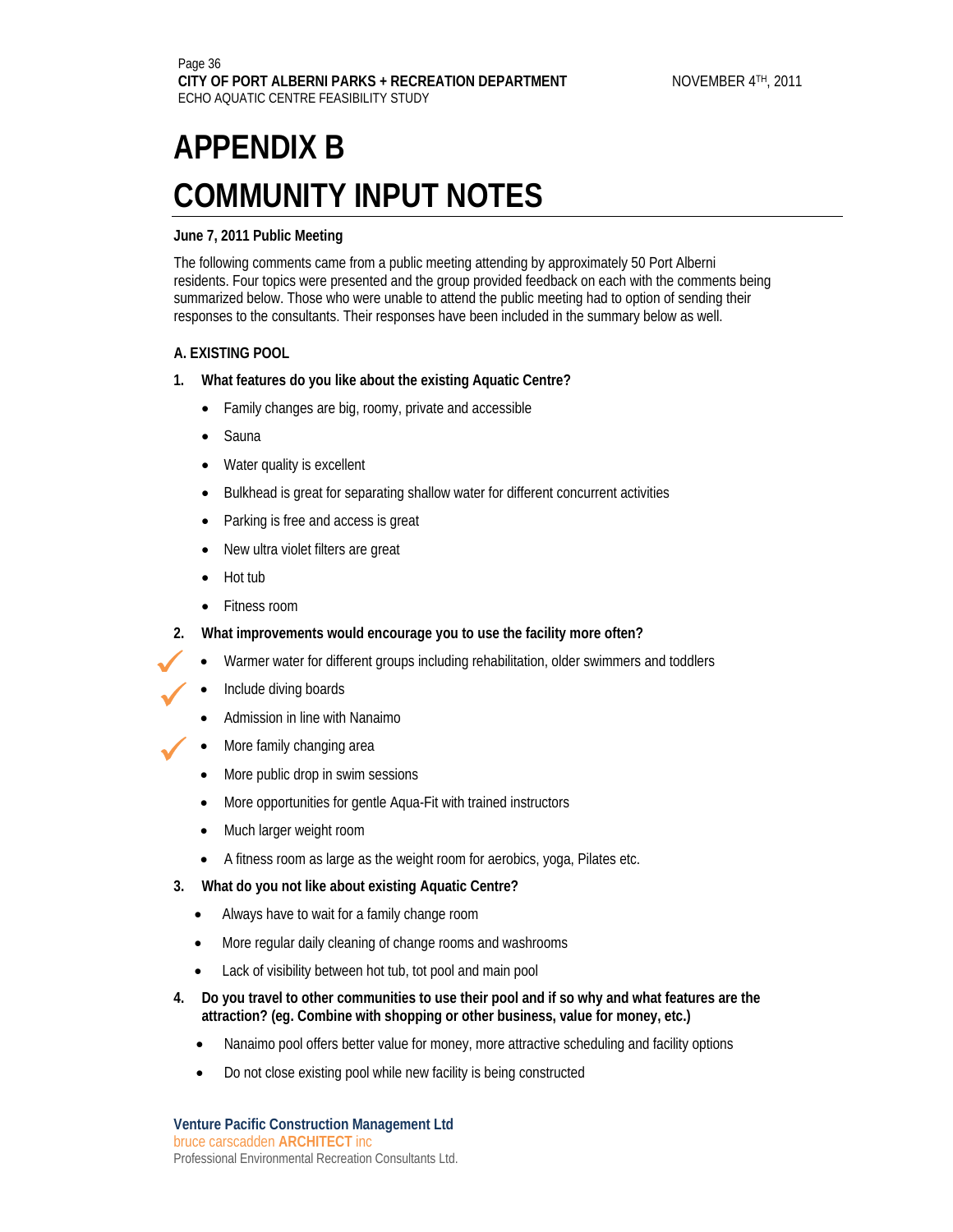# APPENDIX B

# COMMUNITY INPUT NOTES

**June 7, 2011 Public Meeting**

The following comments came from a public meeting attending by approximately 50 Port Alberni residents. Four topics were presented and the group provided feedback on each with the comments being summarized below. Those who were unable to attend the public meeting had to option of sending their responses to the consultants. Their responses have been included in the summary below as well.

**A. EXISTING POOL**

1. **What features do you like about the existing Aquatic Centre?**
   - Family changes are big, roomy, private and accessible
   - Sauna
   - Water quality is excellent
   - Bulkhead is great for separating shallow water for different concurrent activities
   - Parking is free and access is great
   - New ultra violet filters are great
   - Hot tub
   - Fitness room

2. **What improvements would encourage you to use the facility more often?**
   - ✓ Warmer water for different groups including rehabilitation, older swimmers and toddlers
   - ✓ Include diving boards
   - Admission in line with Nanaimo
   - ✓ More family changing area
   - More public drop in swim sessions
   - More opportunities for gentle Aqua-Fit with trained instructors
   - Much larger weight room
   - A fitness room as large as the weight room for aerobics, yoga, Pilates etc.

3. **What do you not like about existing Aquatic Centre?**
   - Always have to wait for a family change room
   - More regular daily cleaning of change rooms and washrooms
   - Lack of visibility between hot tub, tot pool and main pool

4. **Do you travel to other communities to use their pool and if so why and what features are the attraction? (eg. Combine with shopping or other business, value for money, etc.)**
   - Nanaimo pool offers better value for money, more attractive scheduling and facility options
   - Do not close existing pool while new facility is being constructed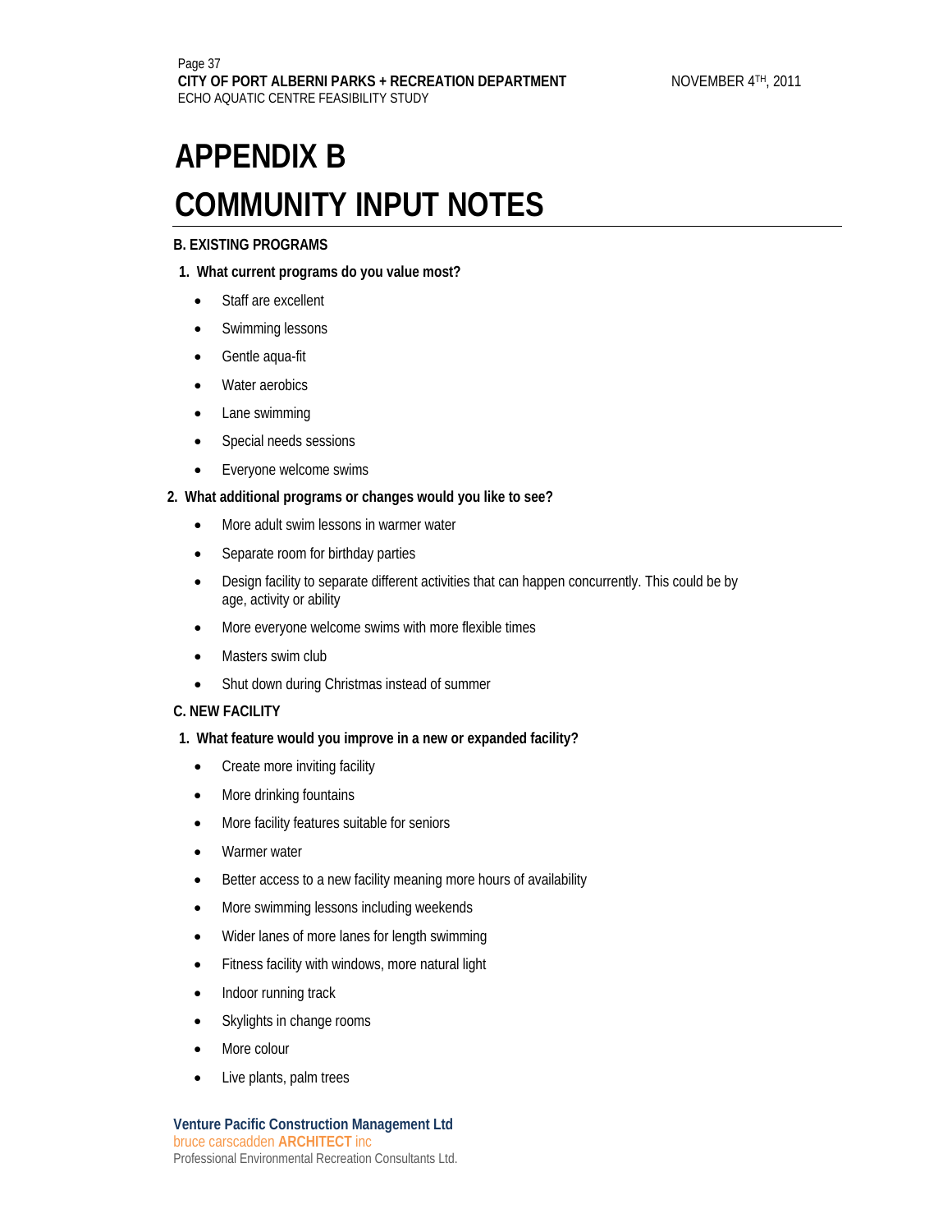# APPENDIX B

# COMMUNITY INPUT NOTES

### B. EXISTING PROGRAMS

**1. What current programs do you value most?**

- Staff are excellent
- Swimming lessons
- Gentle aqua-fit
- Water aerobics
- Lane swimming
- Special needs sessions
- Everyone welcome swims

**2. What additional programs or changes would you like to see?**

- More adult swim lessons in warmer water
- Separate room for birthday parties
- Design facility to separate different activities that can happen concurrently. This could be by age, activity or ability
- More everyone welcome swims with more flexible times
- Masters swim club
- Shut down during Christmas instead of summer

### C. NEW FACILITY

**1. What feature would you improve in a new or expanded facility?**

- Create more inviting facility
- More drinking fountains
- More facility features suitable for seniors
- Warmer water
- Better access to a new facility meaning more hours of availability
- More swimming lessons including weekends
- Wider lanes of more lanes for length swimming
- Fitness facility with windows, more natural light
- Indoor running track
- Skylights in change rooms
- More colour
- Live plants, palm trees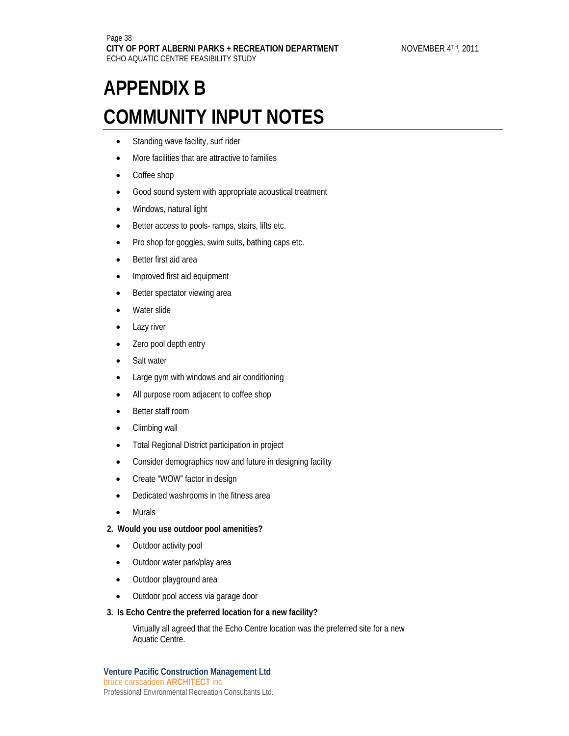# APPENDIX B

# COMMUNITY INPUT NOTES

- Standing wave facility, surf rider
- More facilities that are attractive to families
- Coffee shop
- Good sound system with appropriate acoustical treatment
- Windows, natural light
- Better access to pools- ramps, stairs, lifts etc.
- Pro shop for goggles, swim suits, bathing caps etc.
- Better first aid area
- Improved first aid equipment
- Better spectator viewing area
- Water slide
- Lazy river
- Zero pool depth entry
- Salt water
- Large gym with windows and air conditioning
- All purpose room adjacent to coffee shop
- Better staff room
- Climbing wall
- Total Regional District participation in project
- Consider demographics now and future in designing facility
- Create "WOW" factor in design
- Dedicated washrooms in the fitness area
- Murals

**2. Would you use outdoor pool amenities?**

- Outdoor activity pool
- Outdoor water park/play area
- Outdoor playground area
- Outdoor pool access via garage door

**3. Is Echo Centre the preferred location for a new facility?**

Virtually all agreed that the Echo Centre location was the preferred site for a new Aquatic Centre.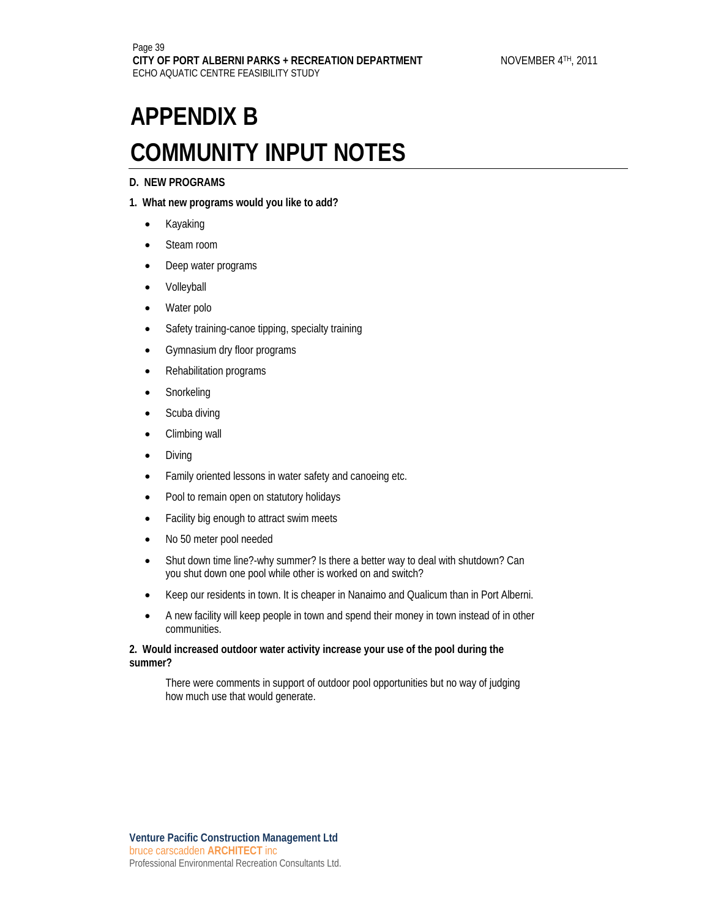# APPENDIX B

# COMMUNITY INPUT NOTES

**D. NEW PROGRAMS**

**1. What new programs would you like to add?**

- Kayaking
- Steam room
- Deep water programs
- Volleyball
- Water polo
- Safety training-canoe tipping, specialty training
- Gymnasium dry floor programs
- Rehabilitation programs
- Snorkeling
- Scuba diving
- Climbing wall
- Diving
- Family oriented lessons in water safety and canoeing etc.
- Pool to remain open on statutory holidays
- Facility big enough to attract swim meets
- No 50 meter pool needed
- Shut down time line?-why summer? Is there a better way to deal with shutdown? Can you shut down one pool while other is worked on and switch?
- Keep our residents in town. It is cheaper in Nanaimo and Qualicum than in Port Alberni.
- A new facility will keep people in town and spend their money in town instead of in other communities.

**2. Would increased outdoor water activity increase your use of the pool during the summer?**

There were comments in support of outdoor pool opportunities but no way of judging how much use that would generate.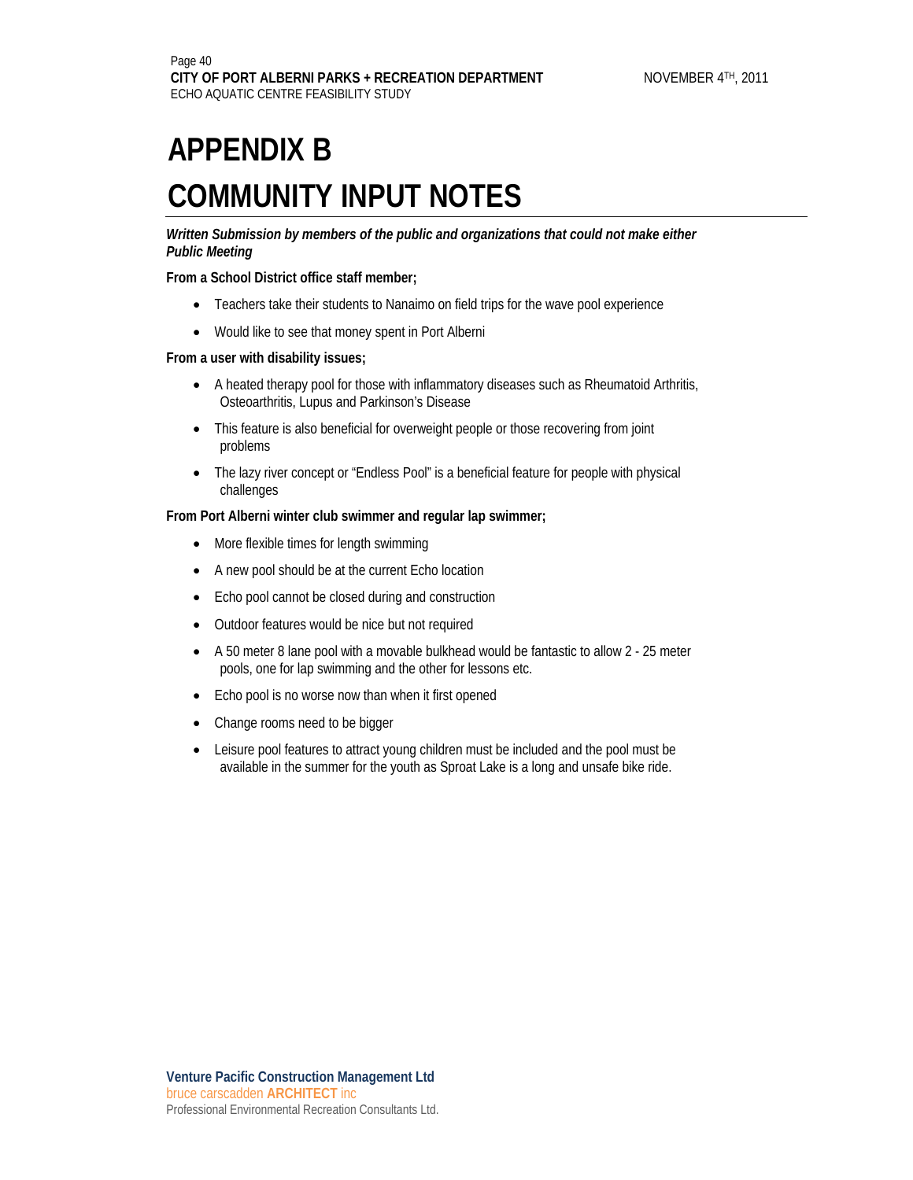# APPENDIX B

# COMMUNITY INPUT NOTES

***Written Submission by members of the public and organizations that could not make either Public Meeting***

**From a School District office staff member;**

- Teachers take their students to Nanaimo on field trips for the wave pool experience
- Would like to see that money spent in Port Alberni

**From a user with disability issues;**

- A heated therapy pool for those with inflammatory diseases such as Rheumatoid Arthritis, Osteoarthritis, Lupus and Parkinson's Disease
- This feature is also beneficial for overweight people or those recovering from joint problems
- The lazy river concept or "Endless Pool" is a beneficial feature for people with physical challenges

**From Port Alberni winter club swimmer and regular lap swimmer;**

- More flexible times for length swimming
- A new pool should be at the current Echo location
- Echo pool cannot be closed during and construction
- Outdoor features would be nice but not required
- A 50 meter 8 lane pool with a movable bulkhead would be fantastic to allow 2 - 25 meter pools, one for lap swimming and the other for lessons etc.
- Echo pool is no worse now than when it first opened
- Change rooms need to be bigger
- Leisure pool features to attract young children must be included and the pool must be available in the summer for the youth as Sproat Lake is a long and unsafe bike ride.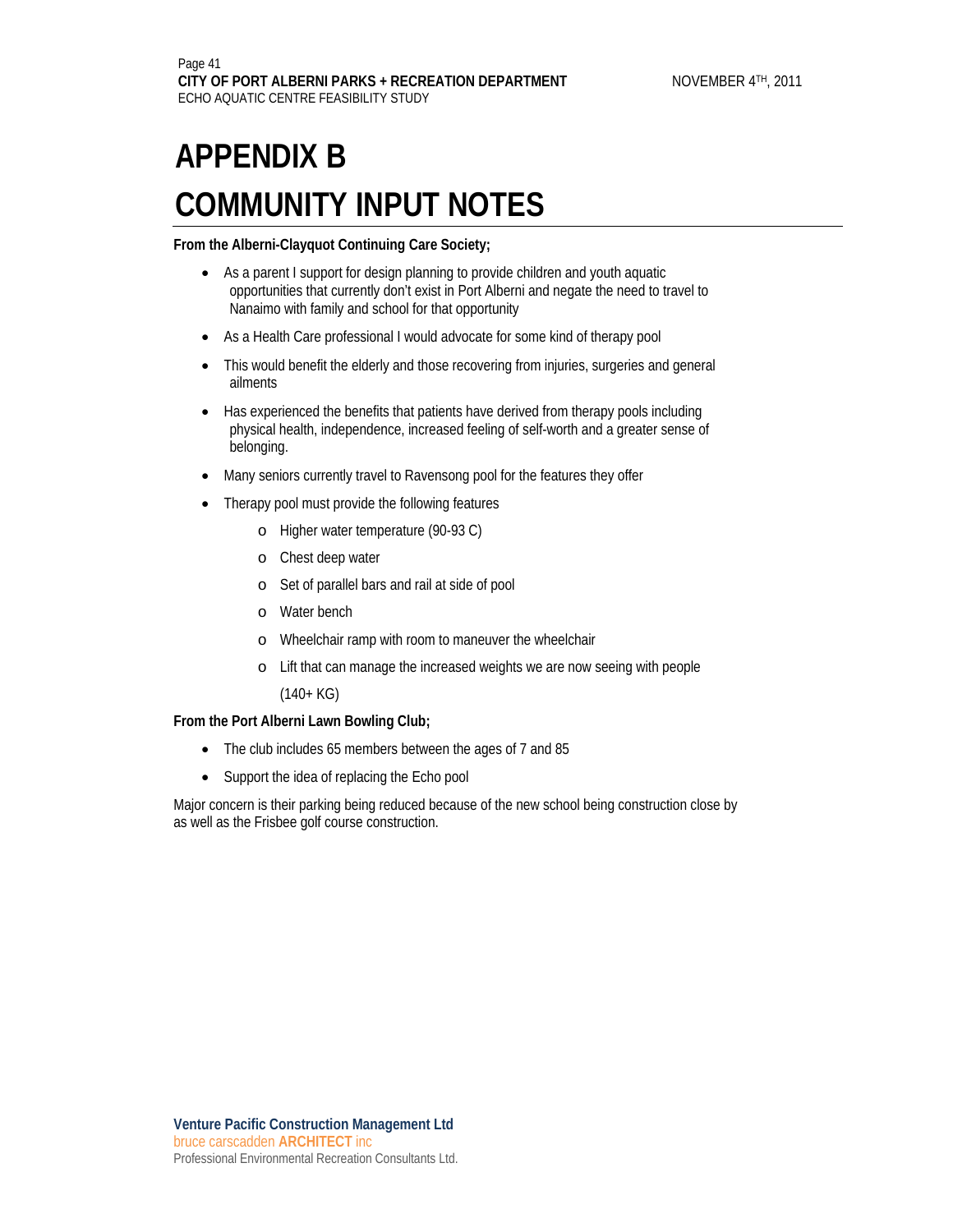# APPENDIX B

# COMMUNITY INPUT NOTES

**From the Alberni-Clayquot Continuing Care Society;**

- As a parent I support for design planning to provide children and youth aquatic opportunities that currently don't exist in Port Alberni and negate the need to travel to Nanaimo with family and school for that opportunity
- As a Health Care professional I would advocate for some kind of therapy pool
- This would benefit the elderly and those recovering from injuries, surgeries and general ailments
- Has experienced the benefits that patients have derived from therapy pools including physical health, independence, increased feeling of self-worth and a greater sense of belonging.
- Many seniors currently travel to Ravensong pool for the features they offer
- Therapy pool must provide the following features
    - Higher water temperature (90-93 C)
    - Chest deep water
    - Set of parallel bars and rail at side of pool
    - Water bench
    - Wheelchair ramp with room to maneuver the wheelchair
    - Lift that can manage the increased weights we are now seeing with people (140+ KG)

**From the Port Alberni Lawn Bowling Club;**

- The club includes 65 members between the ages of 7 and 85
- Support the idea of replacing the Echo pool

Major concern is their parking being reduced because of the new school being construction close by as well as the Frisbee golf course construction.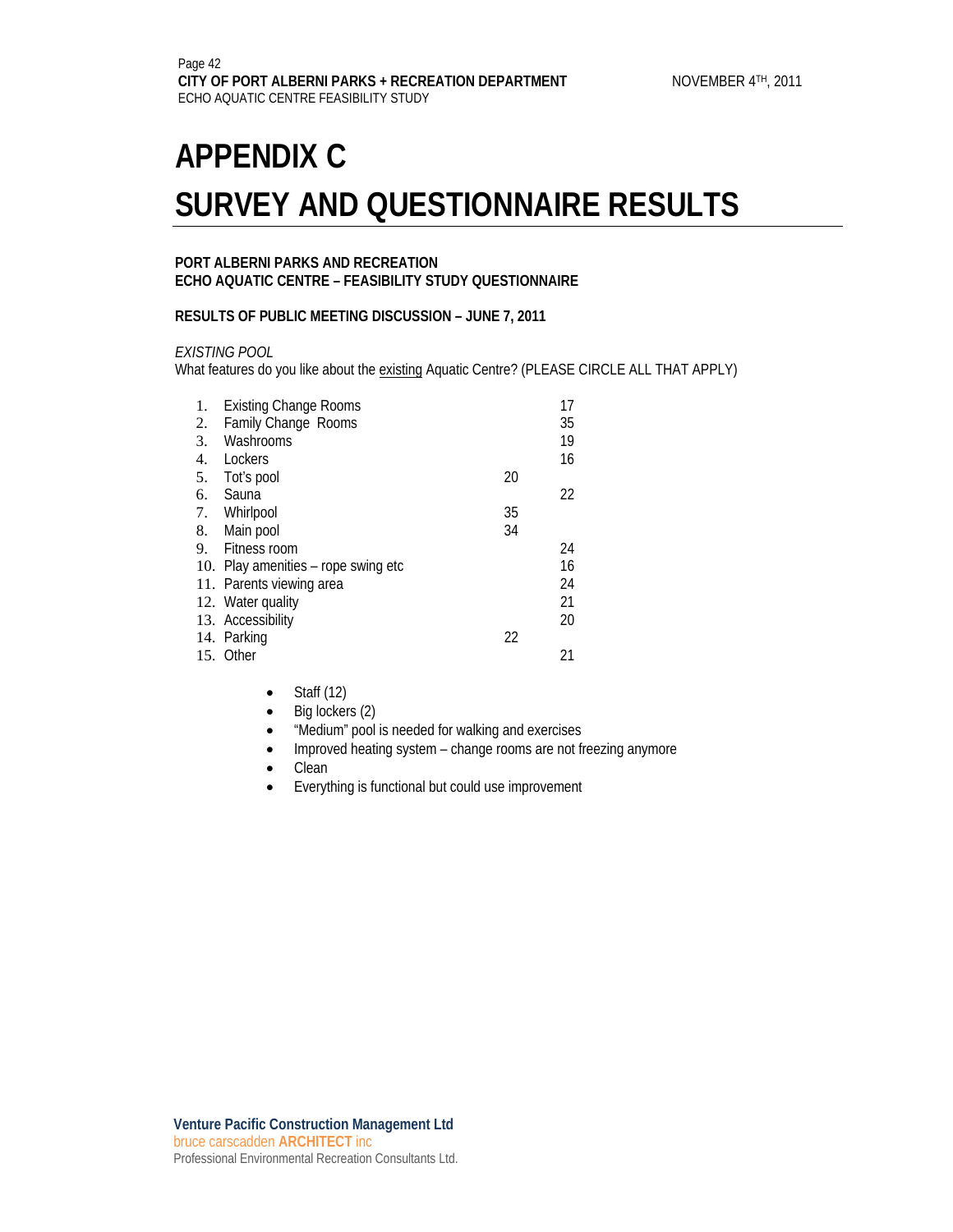# APPENDIX C

# SURVEY AND QUESTIONNAIRE RESULTS

**PORT ALBERNI PARKS AND RECREATION**
**ECHO AQUATIC CENTRE – FEASIBILITY STUDY QUESTIONNAIRE**

**RESULTS OF PUBLIC MEETING DISCUSSION – JUNE 7, 2011**

*EXISTING POOL*

What features do you like about the existing Aquatic Centre? (PLEASE CIRCLE ALL THAT APPLY)

| | Feature | | |
|---|---|---|---|
| 1. | Existing Change Rooms | | 17 |
| 2. | Family Change Rooms | | 35 |
| 3. | Washrooms | | 19 |
| 4. | Lockers | | 16 |
| 5. | Tot's pool | 20 | |
| 6. | Sauna | | 22 |
| 7. | Whirlpool | 35 | |
| 8. | Main pool | 34 | |
| 9. | Fitness room | | 24 |
| 10. | Play amenities – rope swing etc | | 16 |
| 11. | Parents viewing area | | 24 |
| 12. | Water quality | | 21 |
| 13. | Accessibility | | 20 |
| 14. | Parking | 22 | |
| 15. | Other | | 21 |

- Staff (12)
- Big lockers (2)
- "Medium" pool is needed for walking and exercises
- Improved heating system – change rooms are not freezing anymore
- Clean
- Everything is functional but could use improvement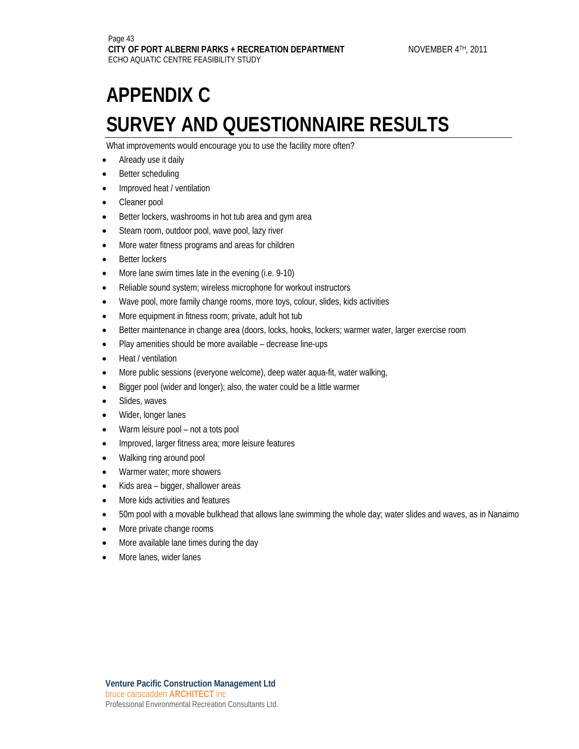# APPENDIX C

# SURVEY AND QUESTIONNAIRE RESULTS

What improvements would encourage you to use the facility more often?

- Already use it daily
- Better scheduling
- Improved heat / ventilation
- Cleaner pool
- Better lockers, washrooms in hot tub area and gym area
- Steam room, outdoor pool, wave pool, lazy river
- More water fitness programs and areas for children
- Better lockers
- More lane swim times late in the evening (i.e. 9-10)
- Reliable sound system; wireless microphone for workout instructors
- Wave pool, more family change rooms, more toys, colour, slides, kids activities
- More equipment in fitness room; private, adult hot tub
- Better maintenance in change area (doors, locks, hooks, lockers; warmer water, larger exercise room
- Play amenities should be more available – decrease line-ups
- Heat / ventilation
- More public sessions (everyone welcome), deep water aqua-fit, water walking,
- Bigger pool (wider and longer); also, the water could be a little warmer
- Slides, waves
- Wider, longer lanes
- Warm leisure pool – not a tots pool
- Improved, larger fitness area; more leisure features
- Walking ring around pool
- Warmer water; more showers
- Kids area – bigger, shallower areas
- More kids activities and features
- 50m pool with a movable bulkhead that allows lane swimming the whole day; water slides and waves, as in Nanaimo
- More private change rooms
- More available lane times during the day
- More lanes, wider lanes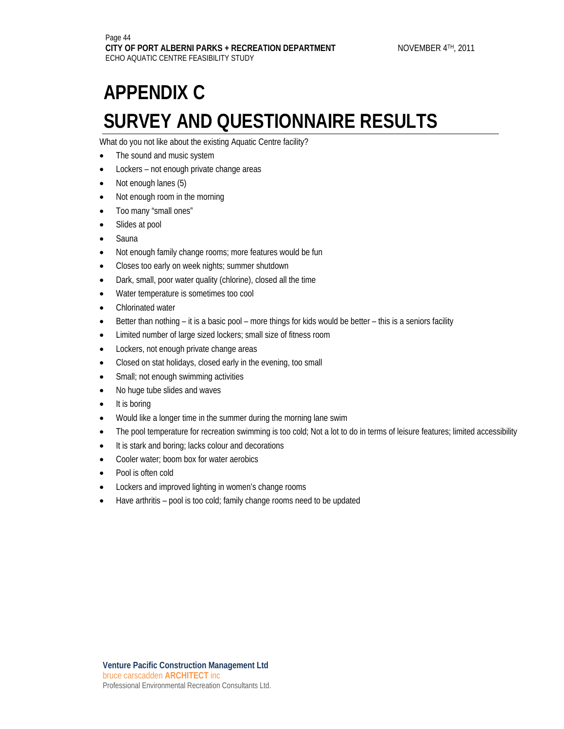# APPENDIX C

# SURVEY AND QUESTIONNAIRE RESULTS

What do you not like about the existing Aquatic Centre facility?

- The sound and music system
- Lockers – not enough private change areas
- Not enough lanes (5)
- Not enough room in the morning
- Too many "small ones"
- Slides at pool
- Sauna
- Not enough family change rooms; more features would be fun
- Closes too early on week nights; summer shutdown
- Dark, small, poor water quality (chlorine), closed all the time
- Water temperature is sometimes too cool
- Chlorinated water
- Better than nothing – it is a basic pool – more things for kids would be better – this is a seniors facility
- Limited number of large sized lockers; small size of fitness room
- Lockers, not enough private change areas
- Closed on stat holidays, closed early in the evening, too small
- Small; not enough swimming activities
- No huge tube slides and waves
- It is boring
- Would like a longer time in the summer during the morning lane swim
- The pool temperature for recreation swimming is too cold; Not a lot to do in terms of leisure features; limited accessibility
- It is stark and boring; lacks colour and decorations
- Cooler water; boom box for water aerobics
- Pool is often cold
- Lockers and improved lighting in women's change rooms
- Have arthritis – pool is too cold; family change rooms need to be updated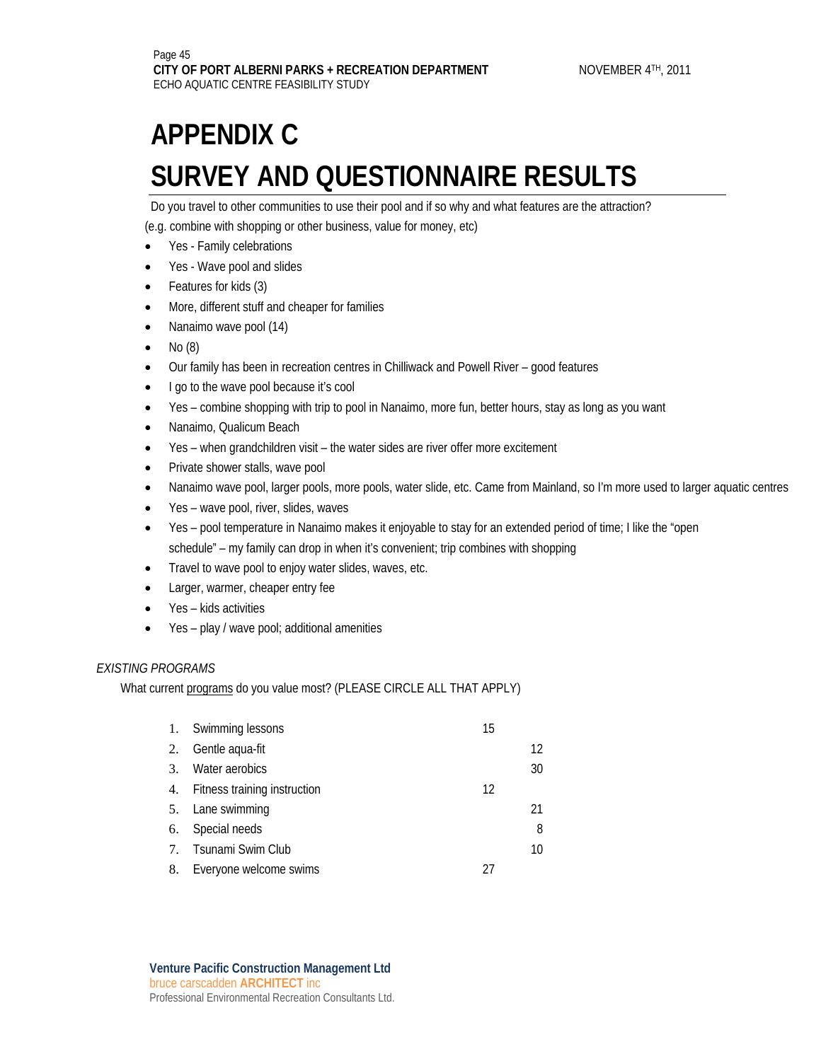# APPENDIX C

# SURVEY AND QUESTIONNAIRE RESULTS

Do you travel to other communities to use their pool and if so why and what features are the attraction? (e.g. combine with shopping or other business, value for money, etc)

- Yes - Family celebrations
- Yes - Wave pool and slides
- Features for kids (3)
- More, different stuff and cheaper for families
- Nanaimo wave pool (14)
- No (8)
- Our family has been in recreation centres in Chilliwack and Powell River – good features
- I go to the wave pool because it's cool
- Yes – combine shopping with trip to pool in Nanaimo, more fun, better hours, stay as long as you want
- Nanaimo, Qualicum Beach
- Yes – when grandchildren visit – the water sides are river offer more excitement
- Private shower stalls, wave pool
- Nanaimo wave pool, larger pools, more pools, water slide, etc. Came from Mainland, so I'm more used to larger aquatic centres
- Yes – wave pool, river, slides, waves
- Yes – pool temperature in Nanaimo makes it enjoyable to stay for an extended period of time; I like the "open schedule" – my family can drop in when it's convenient; trip combines with shopping
- Travel to wave pool to enjoy water slides, waves, etc.
- Larger, warmer, cheaper entry fee
- Yes – kids activities
- Yes – play / wave pool; additional amenities

*EXISTING PROGRAMS*

What current <u>programs</u> do you value most? (PLEASE CIRCLE ALL THAT APPLY)

1. Swimming lessons 15
2. Gentle aqua-fit 12
3. Water aerobics 30
4. Fitness training instruction 12
5. Lane swimming 21
6. Special needs 8
7. Tsunami Swim Club 10
8. Everyone welcome swims 27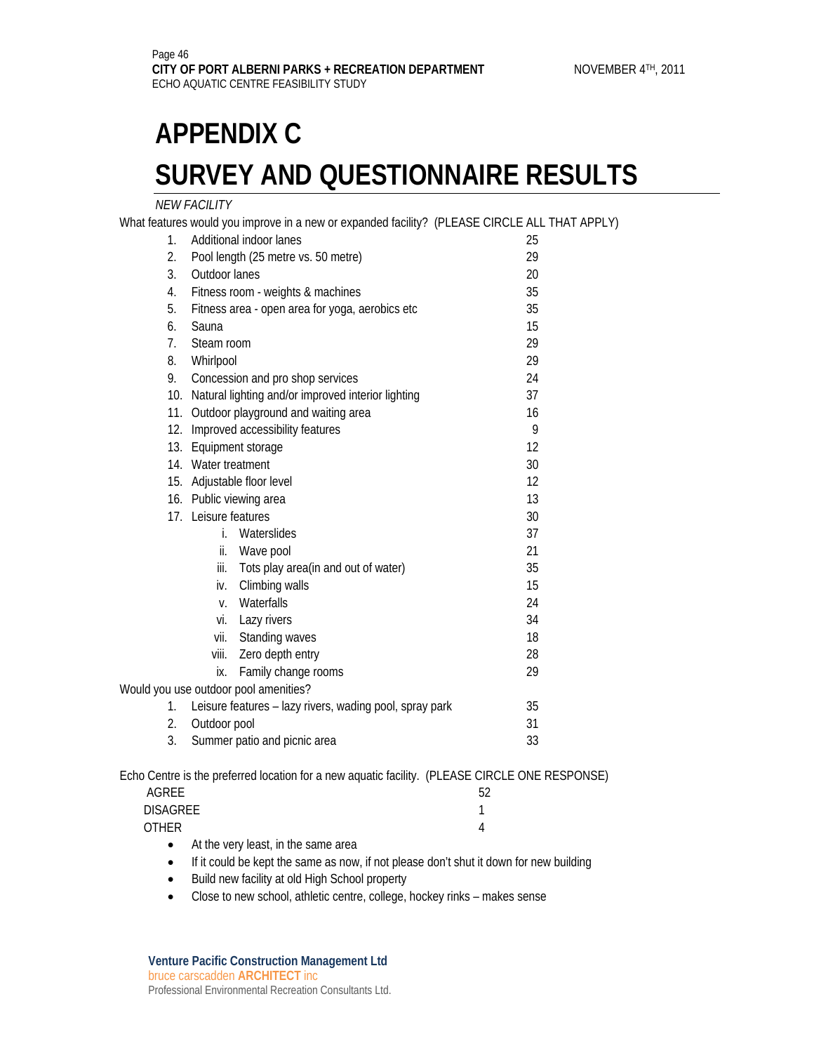# APPENDIX C

# SURVEY AND QUESTIONNAIRE RESULTS

*NEW FACILITY*

What features would you improve in a new or expanded facility? (PLEASE CIRCLE ALL THAT APPLY)

| | Feature | Count |
|---|---|---|
| 1. | Additional indoor lanes | 25 |
| 2. | Pool length (25 metre vs. 50 metre) | 29 |
| 3. | Outdoor lanes | 20 |
| 4. | Fitness room - weights & machines | 35 |
| 5. | Fitness area - open area for yoga, aerobics etc | 35 |
| 6. | Sauna | 15 |
| 7. | Steam room | 29 |
| 8. | Whirlpool | 29 |
| 9. | Concession and pro shop services | 24 |
| 10. | Natural lighting and/or improved interior lighting | 37 |
| 11. | Outdoor playground and waiting area | 16 |
| 12. | Improved accessibility features | 9 |
| 13. | Equipment storage | 12 |
| 14. | Water treatment | 30 |
| 15. | Adjustable floor level | 12 |
| 16. | Public viewing area | 13 |
| 17. | Leisure features | 30 |
| i. | Waterslides | 37 |
| ii. | Wave pool | 21 |
| iii. | Tots play area(in and out of water) | 35 |
| iv. | Climbing walls | 15 |
| v. | Waterfalls | 24 |
| vi. | Lazy rivers | 34 |
| vii. | Standing waves | 18 |
| viii. | Zero depth entry | 28 |
| ix. | Family change rooms | 29 |

Would you use outdoor pool amenities?

| | Amenity | Count |
|---|---|---|
| 1. | Leisure features – lazy rivers, wading pool, spray park | 35 |
| 2. | Outdoor pool | 31 |
| 3. | Summer patio and picnic area | 33 |

Echo Centre is the preferred location for a new aquatic facility. (PLEASE CIRCLE ONE RESPONSE)

| Response | Count |
|---|---|
| AGREE | 52 |
| DISAGREE | 1 |
| OTHER | 4 |

- At the very least, in the same area
- If it could be kept the same as now, if not please don't shut it down for new building
- Build new facility at old High School property
- Close to new school, athletic centre, college, hockey rinks – makes sense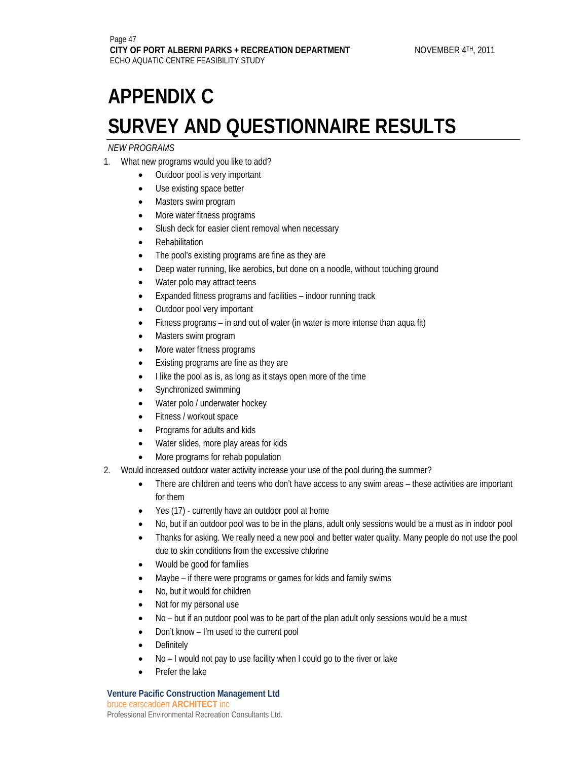# APPENDIX C
# SURVEY AND QUESTIONNAIRE RESULTS

*NEW PROGRAMS*

1. What new programs would you like to add?
    - Outdoor pool is very important
    - Use existing space better
    - Masters swim program
    - More water fitness programs
    - Slush deck for easier client removal when necessary
    - Rehabilitation
    - The pool's existing programs are fine as they are
    - Deep water running, like aerobics, but done on a noodle, without touching ground
    - Water polo may attract teens
    - Expanded fitness programs and facilities – indoor running track
    - Outdoor pool very important
    - Fitness programs – in and out of water (in water is more intense than aqua fit)
    - Masters swim program
    - More water fitness programs
    - Existing programs are fine as they are
    - I like the pool as is, as long as it stays open more of the time
    - Synchronized swimming
    - Water polo / underwater hockey
    - Fitness / workout space
    - Programs for adults and kids
    - Water slides, more play areas for kids
    - More programs for rehab population
2. Would increased outdoor water activity increase your use of the pool during the summer?
    - There are children and teens who don't have access to any swim areas – these activities are important for them
    - Yes (17) - currently have an outdoor pool at home
    - No, but if an outdoor pool was to be in the plans, adult only sessions would be a must as in indoor pool
    - Thanks for asking. We really need a new pool and better water quality. Many people do not use the pool due to skin conditions from the excessive chlorine
    - Would be good for families
    - Maybe – if there were programs or games for kids and family swims
    - No, but it would for children
    - Not for my personal use
    - No – but if an outdoor pool was to be part of the plan adult only sessions would be a must
    - Don't know – I'm used to the current pool
    - Definitely
    - No – I would not pay to use facility when I could go to the river or lake
    - Prefer the lake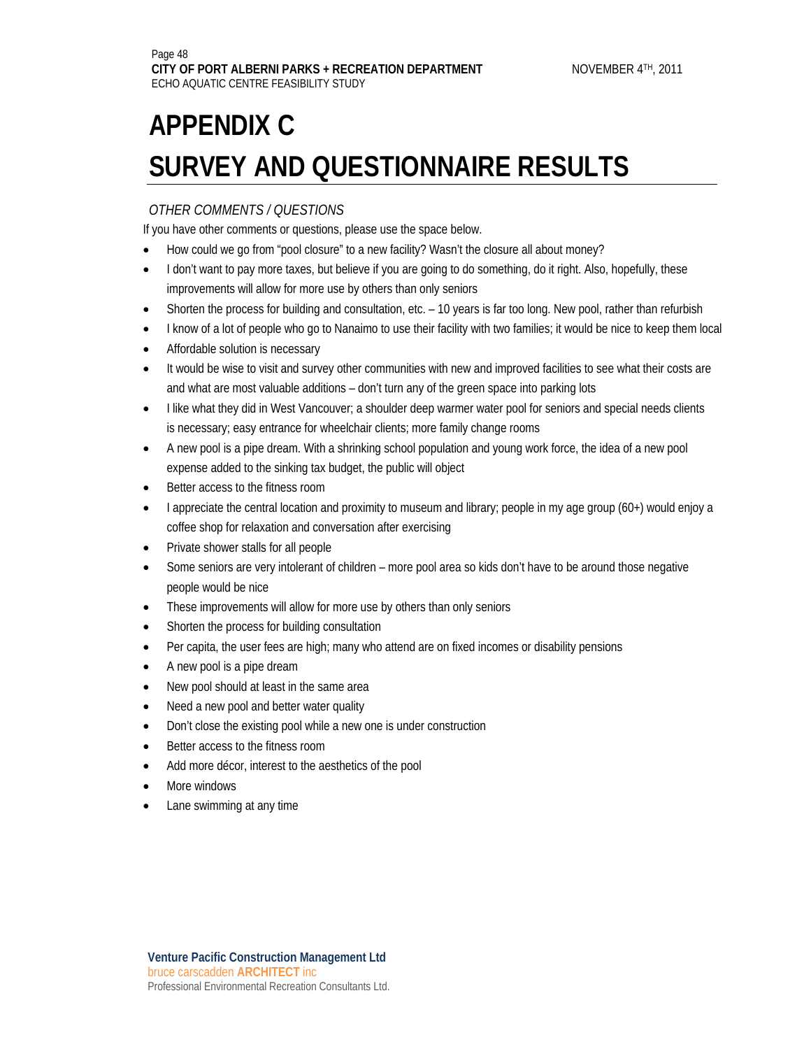# APPENDIX C
# SURVEY AND QUESTIONNAIRE RESULTS

*OTHER COMMENTS / QUESTIONS*

If you have other comments or questions, please use the space below.

- How could we go from "pool closure" to a new facility? Wasn't the closure all about money?
- I don't want to pay more taxes, but believe if you are going to do something, do it right. Also, hopefully, these improvements will allow for more use by others than only seniors
- Shorten the process for building and consultation, etc. – 10 years is far too long. New pool, rather than refurbish
- I know of a lot of people who go to Nanaimo to use their facility with two families; it would be nice to keep them local
- Affordable solution is necessary
- It would be wise to visit and survey other communities with new and improved facilities to see what their costs are and what are most valuable additions – don't turn any of the green space into parking lots
- I like what they did in West Vancouver; a shoulder deep warmer water pool for seniors and special needs clients is necessary; easy entrance for wheelchair clients; more family change rooms
- A new pool is a pipe dream. With a shrinking school population and young work force, the idea of a new pool expense added to the sinking tax budget, the public will object
- Better access to the fitness room
- I appreciate the central location and proximity to museum and library; people in my age group (60+) would enjoy a coffee shop for relaxation and conversation after exercising
- Private shower stalls for all people
- Some seniors are very intolerant of children – more pool area so kids don't have to be around those negative people would be nice
- These improvements will allow for more use by others than only seniors
- Shorten the process for building consultation
- Per capita, the user fees are high; many who attend are on fixed incomes or disability pensions
- A new pool is a pipe dream
- New pool should at least in the same area
- Need a new pool and better water quality
- Don't close the existing pool while a new one is under construction
- Better access to the fitness room
- Add more décor, interest to the aesthetics of the pool
- More windows
- Lane swimming at any time